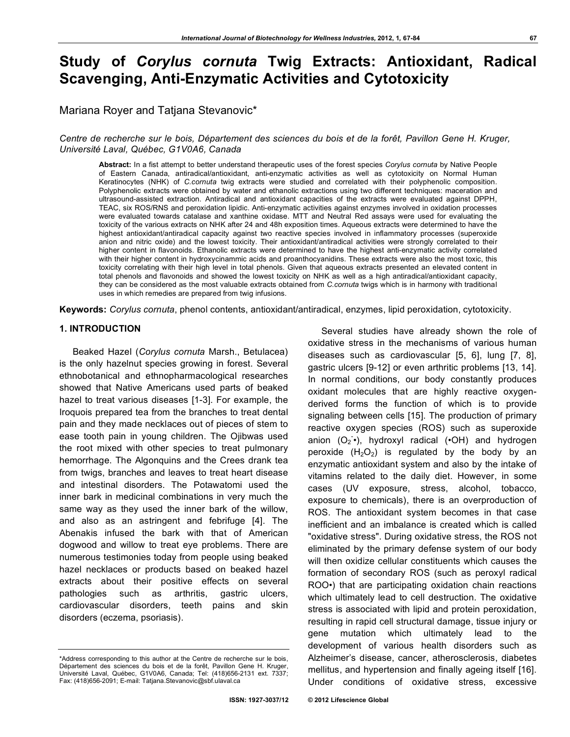# Study of *Corylus cornuta* Twig Extracts: Antioxidant, Radical Scavenging, Anti-Enzymatic Activities and Cytotoxicity

Mariana Royer and Tatjana Stevanovic*

*Centre de recherche sur le bois, Département des sciences du bois et de la forêt, Pavillon Gene H. Kruger, Université Laval, Québec, G1V0A6, Canada*

**Abstract:** In a fist attempt to better understand therapeutic uses of the forest species *Corylus cornuta* by Native People of Eastern Canada, antiradical/antioxidant, anti-enzymatic activities as well as cytotoxicity on Normal Human Keratinocytes (NHK) of *C.cornuta* twig extracts were studied and correlated with their polyphenolic composition. Polyphenolic extracts were obtained by water and ethanolic extractions using two different techniques: maceration and ultrasound-assisted extraction. Antiradical and antioxidant capacities of the extracts were evaluated against DPPH, TEAC, six ROS/RNS and peroxidation lipidic. Anti-enzymatic activities against enzymes involved in oxidation processes were evaluated towards catalase and xanthine oxidase. MTT and Neutral Red assays were used for evaluating the toxicity of the various extracts on NHK after 24 and 48h exposition times. Aqueous extracts were determined to have the highest antioxidant/antiradical capacity against two reactive species involved in inflammatory processes (superoxide anion and nitric oxide) and the lowest toxicity. Their antioxidant/antiradical activities were strongly correlated to their higher content in flavonoids. Ethanolic extracts were determined to have the highest anti-enzymatic activity correlated with their higher content in hydroxycinammic acids and proanthocyanidins. These extracts were also the most toxic, this toxicity correlating with their high level in total phenols. Given that aqueous extracts presented an elevated content in total phenols and flavonoids and showed the lowest toxicity on NHK as well as a high antiradical/antioxidant capacity, they can be considered as the most valuable extracts obtained from *C.cornuta* twigs which is in harmony with traditional uses in which remedies are prepared from twig infusions.

**Keywords:** *Corylus cornuta*, phenol contents, antioxidant/antiradical, enzymes, lipid peroxidation, cytotoxicity.

## 1. INTRODUCTION

Beaked Hazel (*Corylus cornuta* Marsh., Betulacea) is the only hazelnut species growing in forest. Several ethnobotanical and ethnopharmacological researches showed that Native Americans used parts of beaked hazel to treat various diseases [1-3]. For example, the Iroquois prepared tea from the branches to treat dental pain and they made necklaces out of pieces of stem to ease tooth pain in young children. The Ojibwas used the root mixed with other species to treat pulmonary hemorrhage. The Algonquins and the Crees drank tea from twigs, branches and leaves to treat heart disease and intestinal disorders. The Potawatomi used the inner bark in medicinal combinations in very much the same way as they used the inner bark of the willow, and also as an astringent and febrifuge [4]. The Abenakis infused the bark with that of American dogwood and willow to treat eye problems. There are numerous testimonies today from people using beaked hazel necklaces or products based on beaked hazel extracts about their positive effects on several pathologies such as arthritis, gastric ulcers, cardiovascular disorders, teeth pains and skin disorders (eczema, psoriasis).

Several studies have already shown the role of oxidative stress in the mechanisms of various human diseases such as cardiovascular [5, 6], lung [7, 8], gastric ulcers [9-12] or even arthritic problems [13, 14]. In normal conditions, our body constantly produces oxidant molecules that are highly reactive oxygen-derived forms the function of which is to provide signaling between cells [15]. The production of primary reactive oxygen species (ROS) such as superoxide anion ($O_2^{\cdot-}$), hydroxyl radical ($\cdot OH$) and hydrogen peroxide ($H_2O_2$) is regulated by the body by an enzymatic antioxidant system and also by the intake of vitamins related to the daily diet. However, in some cases (UV exposure, stress, alcohol, tobacco, exposure to chemicals), there is an overproduction of ROS. The antioxidant system becomes in that case inefficient and an imbalance is created which is called "oxidative stress". During oxidative stress, the ROS not eliminated by the primary defense system of our body will then oxidize cellular constituents which causes the formation of secondary ROS (such as peroxyl radical $ROO\cdot$) that are participating oxidation chain reactions which ultimately lead to cell destruction. The oxidative stress is associated with lipid and protein peroxidation, resulting in rapid cell structural damage, tissue injury or gene mutation which ultimately lead to the development of various health disorders such as Alzheimer's disease, cancer, atherosclerosis, diabetes mellitus, and hypertension and finally ageing itself [16]. Under conditions of oxidative stress, excessive

---

*Address corresponding to this author at the Centre de recherche sur le bois, Département des sciences du bois et de la forêt, Pavillon Gene H. Kruger, Université Laval, Québec, G1V0A6, Canada; Tel: (418)656-2131 ext. 7337; Fax: (418)656-2091; E-mail: Tatjana.Stevanovic@sbf.ulaval.ca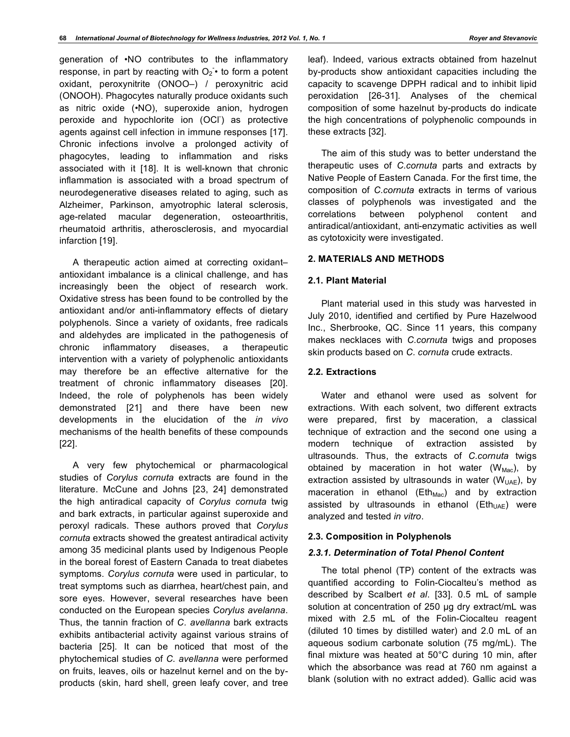generation of •NO contributes to the inflammatory response, in part by reacting with $O_2^{-}$• to form a potent oxidant, peroxynitrite (ONOO–) / peroxynitric acid (ONOOH). Phagocytes naturally produce oxidants such as nitric oxide (•NO), superoxide anion, hydrogen peroxide and hypochlorite ion ($OCl^{-}$) as protective agents against cell infection in immune responses [17]. Chronic infections involve a prolonged activity of phagocytes, leading to inflammation and risks associated with it [18]. It is well-known that chronic inflammation is associated with a broad spectrum of neurodegenerative diseases related to aging, such as Alzheimer, Parkinson, amyotrophic lateral sclerosis, age-related macular degeneration, osteoarthritis, rheumatoid arthritis, atherosclerosis, and myocardial infarction [19].

A therapeutic action aimed at correcting oxidant–antioxidant imbalance is a clinical challenge, and has increasingly been the object of research work. Oxidative stress has been found to be controlled by the antioxidant and/or anti-inflammatory effects of dietary polyphenols. Since a variety of oxidants, free radicals and aldehydes are implicated in the pathogenesis of chronic inflammatory diseases, a therapeutic intervention with a variety of polyphenolic antioxidants may therefore be an effective alternative for the treatment of chronic inflammatory diseases [20]. Indeed, the role of polyphenols has been widely demonstrated [21] and there have been new developments in the elucidation of the *in vivo* mechanisms of the health benefits of these compounds [22].

A very few phytochemical or pharmacological studies of *Corylus cornuta* extracts are found in the literature. McCune and Johns [23, 24] demonstrated the high antiradical capacity of *Corylus cornuta* twig and bark extracts, in particular against superoxide and peroxyl radicals. These authors proved that *Corylus cornuta* extracts showed the greatest antiradical activity among 35 medicinal plants used by Indigenous People in the boreal forest of Eastern Canada to treat diabetes symptoms. *Corylus cornuta* were used in particular, to treat symptoms such as diarrhea, heart/chest pain, and sore eyes. However, several researches have been conducted on the European species *Corylus avelanna*. Thus, the tannin fraction of *C. avellanna* bark extracts exhibits antibacterial activity against various strains of bacteria [25]. It can be noticed that most of the phytochemical studies of *C. avellanna* were performed on fruits, leaves, oils or hazelnut kernel and on the by-products (skin, hard shell, green leafy cover, and tree leaf). Indeed, various extracts obtained from hazelnut by-products show antioxidant capacities including the capacity to scavenge DPPH radical and to inhibit lipid peroxidation [26-31]. Analyses of the chemical composition of some hazelnut by-products do indicate the high concentrations of polyphenolic compounds in these extracts [32].

The aim of this study was to better understand the therapeutic uses of *C.cornuta* parts and extracts by Native People of Eastern Canada. For the first time, the composition of *C.cornuta* extracts in terms of various classes of polyphenols was investigated and the correlations between polyphenol content and antiradical/antioxidant, anti-enzymatic activities as well as cytotoxicity were investigated.

## 2. MATERIALS AND METHODS

### 2.1. Plant Material

Plant material used in this study was harvested in July 2010, identified and certified by Pure Hazelwood Inc., Sherbrooke, QC. Since 11 years, this company makes necklaces with *C.cornuta* twigs and proposes skin products based on *C. cornuta* crude extracts.

### 2.2. Extractions

Water and ethanol were used as solvent for extractions. With each solvent, two different extracts were prepared, first by maceration, a classical technique of extraction and the second one using a modern technique of extraction assisted by ultrasounds. Thus, the extracts of *C.cornuta* twigs obtained by maceration in hot water ($W_{Mac}$), by extraction assisted by ultrasounds in water ($W_{UAE}$), by maceration in ethanol ($Eth_{Mac}$) and by extraction assisted by ultrasounds in ethanol ($Eth_{UAE}$) were analyzed and tested *in vitro*.

### 2.3. Composition in Polyphenols

#### *2.3.1. Determination of Total Phenol Content*

The total phenol (TP) content of the extracts was quantified according to Folin-Ciocalteu's method as described by Scalbert *et al*. [33]. 0.5 mL of sample solution at concentration of 250 µg dry extract/mL was mixed with 2.5 mL of the Folin-Ciocalteu reagent (diluted 10 times by distilled water) and 2.0 mL of an aqueous sodium carbonate solution (75 mg/mL). The final mixture was heated at 50°C during 10 min, after which the absorbance was read at 760 nm against a blank (solution with no extract added). Gallic acid was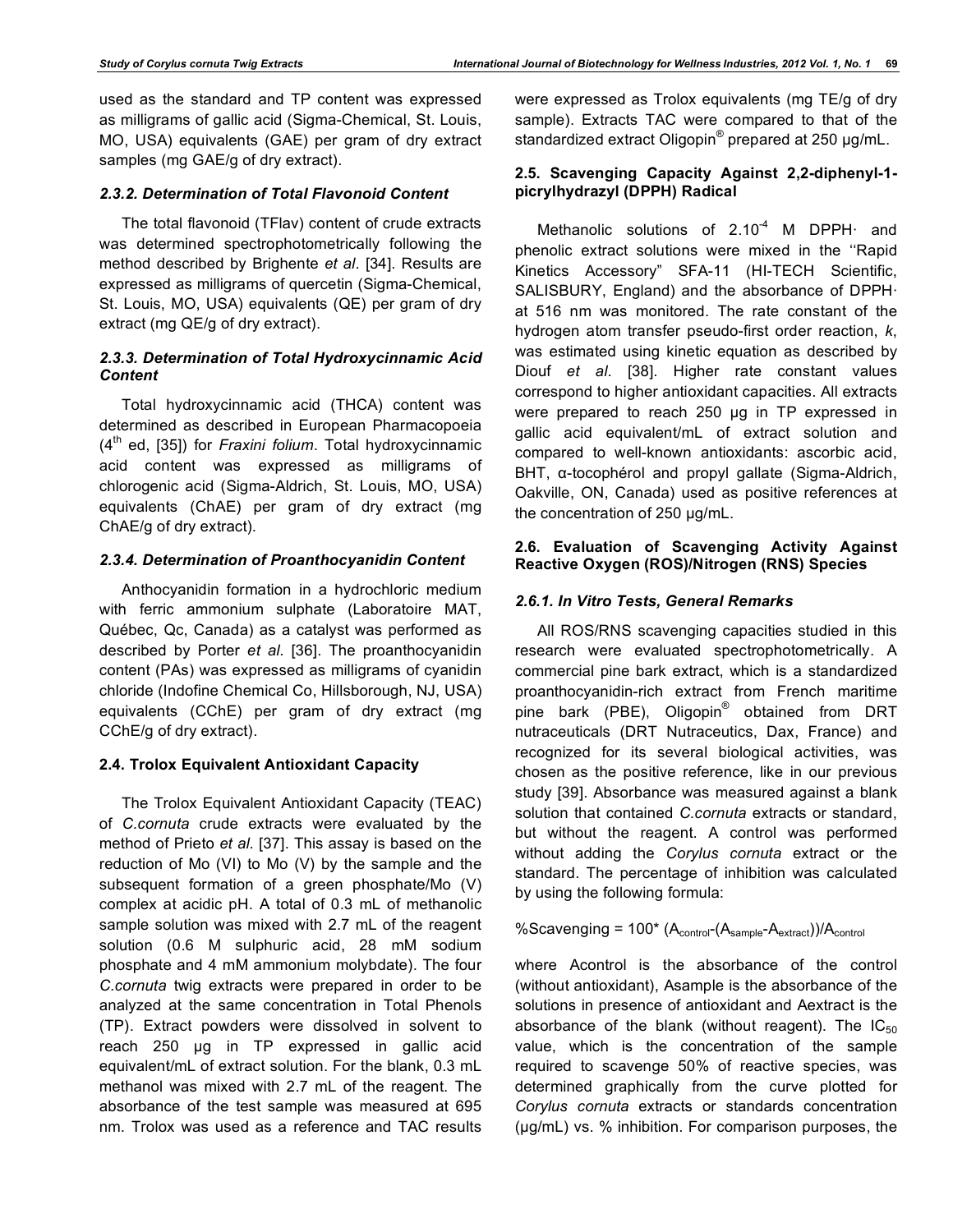used as the standard and TP content was expressed as milligrams of gallic acid (Sigma-Chemical, St. Louis, MO, USA) equivalents (GAE) per gram of dry extract samples (mg GAE/g of dry extract).

#### *2.3.2. Determination of Total Flavonoid Content*

The total flavonoid (TFlav) content of crude extracts was determined spectrophotometrically following the method described by Brighente *et al*. [34]. Results are expressed as milligrams of quercetin (Sigma-Chemical, St. Louis, MO, USA) equivalents (QE) per gram of dry extract (mg QE/g of dry extract).

#### *2.3.3. Determination of Total Hydroxycinnamic Acid Content*

Total hydroxycinnamic acid (THCA) content was determined as described in European Pharmacopoeia ($4^{th}$ ed, [35]) for *Fraxini folium*. Total hydroxycinnamic acid content was expressed as milligrams of chlorogenic acid (Sigma-Aldrich, St. Louis, MO, USA) equivalents (ChAE) per gram of dry extract (mg ChAE/g of dry extract).

#### *2.3.4. Determination of Proanthocyanidin Content*

Anthocyanidin formation in a hydrochloric medium with ferric ammonium sulphate (Laboratoire MAT, Québec, Qc, Canada) as a catalyst was performed as described by Porter *et al*. [36]. The proanthocyanidin content (PAs) was expressed as milligrams of cyanidin chloride (Indofine Chemical Co, Hillsborough, NJ, USA) equivalents (CChE) per gram of dry extract (mg CChE/g of dry extract).

### 2.4. Trolox Equivalent Antioxidant Capacity

The Trolox Equivalent Antioxidant Capacity (TEAC) of *C.cornuta* crude extracts were evaluated by the method of Prieto *et al*. [37]. This assay is based on the reduction of Mo (VI) to Mo (V) by the sample and the subsequent formation of a green phosphate/Mo (V) complex at acidic pH. A total of 0.3 mL of methanolic sample solution was mixed with 2.7 mL of the reagent solution (0.6 M sulphuric acid, 28 mM sodium phosphate and 4 mM ammonium molybdate). The four *C.cornuta* twig extracts were prepared in order to be analyzed at the same concentration in Total Phenols (TP). Extract powders were dissolved in solvent to reach 250 µg in TP expressed in gallic acid equivalent/mL of extract solution. For the blank, 0.3 mL methanol was mixed with 2.7 mL of the reagent. The absorbance of the test sample was measured at 695 nm. Trolox was used as a reference and TAC results were expressed as Trolox equivalents (mg TE/g of dry sample). Extracts TAC were compared to that of the standardized extract Oligopin® prepared at 250 µg/mL.

### 2.5. Scavenging Capacity Against 2,2-diphenyl-1-picrylhydrazyl (DPPH) Radical

Methanolic solutions of $2.10^{-4}$ M DPPH· and phenolic extract solutions were mixed in the ''Rapid Kinetics Accessory" SFA-11 (HI-TECH Scientific, SALISBURY, England) and the absorbance of DPPH· at 516 nm was monitored. The rate constant of the hydrogen atom transfer pseudo-first order reaction, *k*, was estimated using kinetic equation as described by Diouf *et al*. [38]. Higher rate constant values correspond to higher antioxidant capacities. All extracts were prepared to reach 250 µg in TP expressed in gallic acid equivalent/mL of extract solution and compared to well-known antioxidants: ascorbic acid, BHT, α-tocophérol and propyl gallate (Sigma-Aldrich, Oakville, ON, Canada) used as positive references at the concentration of 250 µg/mL.

### 2.6. Evaluation of Scavenging Activity Against Reactive Oxygen (ROS)/Nitrogen (RNS) Species

#### *2.6.1. In Vitro Tests, General Remarks*

All ROS/RNS scavenging capacities studied in this research were evaluated spectrophotometrically. A commercial pine bark extract, which is a standardized proanthocyanidin-rich extract from French maritime pine bark (PBE), Oligopin® obtained from DRT nutraceuticals (DRT Nutraceutics, Dax, France) and recognized for its several biological activities, was chosen as the positive reference, like in our previous study [39]. Absorbance was measured against a blank solution that contained *C.cornuta* extracts or standard, but without the reagent. A control was performed without adding the *Corylus cornuta* extract or the standard. The percentage of inhibition was calculated by using the following formula:

$$\%Scavenging = 100 * (A_{control} - (A_{sample} - A_{extract}))/A_{control}$$

where Acontrol is the absorbance of the control (without antioxidant), Asample is the absorbance of the solutions in presence of antioxidant and Aextract is the absorbance of the blank (without reagent). The $IC_{50}$ value, which is the concentration of the sample required to scavenge 50% of reactive species, was determined graphically from the curve plotted for *Corylus cornuta* extracts or standards concentration (µg/mL) vs. % inhibition. For comparison purposes, the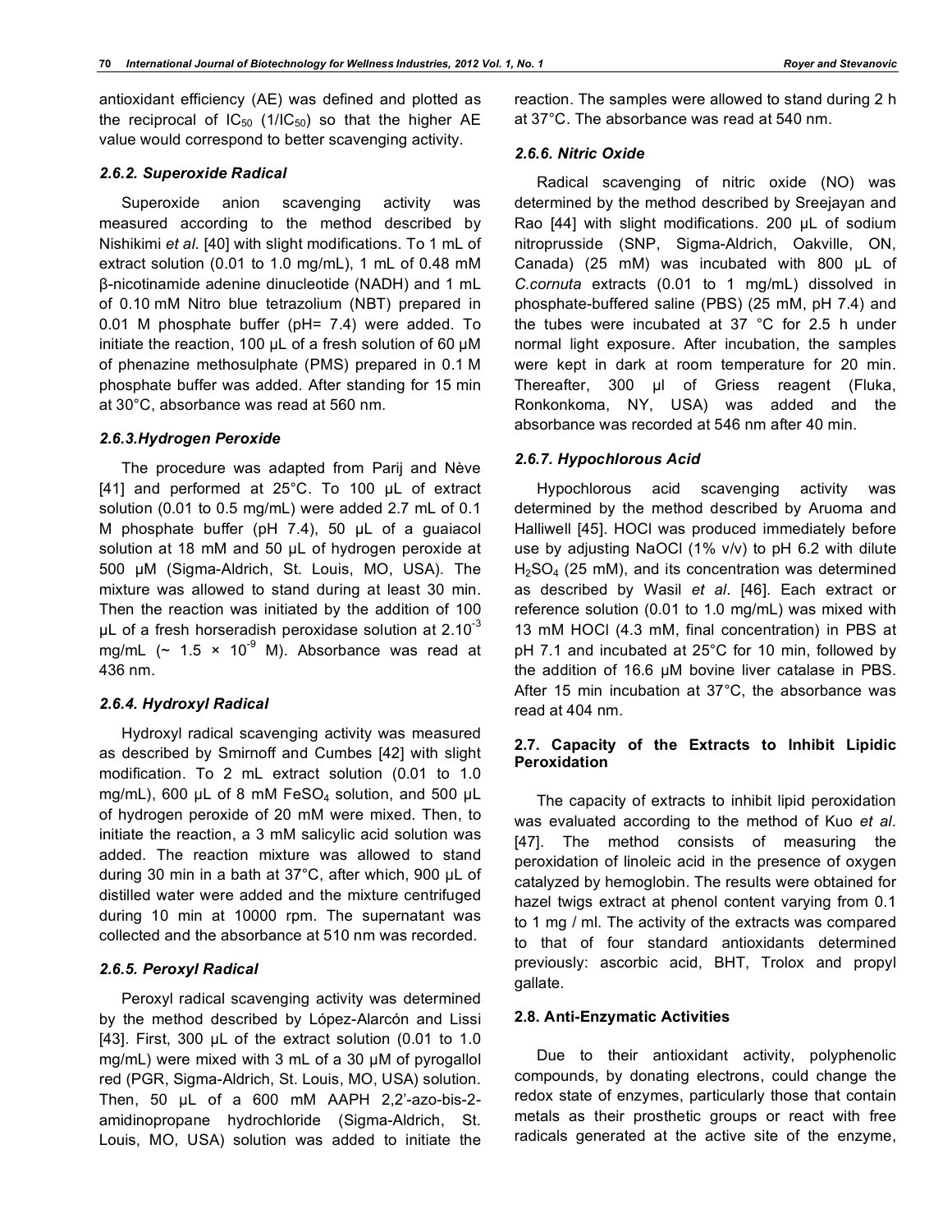antioxidant efficiency (AE) was defined and plotted as the reciprocal of $IC_{50}$ ($1/IC_{50}$) so that the higher AE value would correspond to better scavenging activity.

### *2.6.2. Superoxide Radical*

Superoxide anion scavenging activity was measured according to the method described by Nishikimi *et al*. [40] with slight modifications. To 1 mL of extract solution (0.01 to 1.0 mg/mL), 1 mL of 0.48 mM β-nicotinamide adenine dinucleotide (NADH) and 1 mL of 0.10 mM Nitro blue tetrazolium (NBT) prepared in 0.01 M phosphate buffer (pH= 7.4) were added. To initiate the reaction, 100 µL of a fresh solution of 60 µM of phenazine methosulphate (PMS) prepared in 0.1 M phosphate buffer was added. After standing for 15 min at 30°C, absorbance was read at 560 nm.

### *2.6.3.Hydrogen Peroxide*

The procedure was adapted from Parij and Nève [41] and performed at 25°C. To 100 µL of extract solution (0.01 to 0.5 mg/mL) were added 2.7 mL of 0.1 M phosphate buffer (pH 7.4), 50 µL of a guaiacol solution at 18 mM and 50 µL of hydrogen peroxide at 500 µM (Sigma-Aldrich, St. Louis, MO, USA). The mixture was allowed to stand during at least 30 min. Then the reaction was initiated by the addition of 100 µL of a fresh horseradish peroxidase solution at $2.10^{-3}$ mg/mL (~ $1.5 \times 10^{-9}$ M). Absorbance was read at 436 nm.

### *2.6.4. Hydroxyl Radical*

Hydroxyl radical scavenging activity was measured as described by Smirnoff and Cumbes [42] with slight modification. To 2 mL extract solution (0.01 to 1.0 mg/mL), 600 µL of 8 mM $FeSO_4$ solution, and 500 µL of hydrogen peroxide of 20 mM were mixed. Then, to initiate the reaction, a 3 mM salicylic acid solution was added. The reaction mixture was allowed to stand during 30 min in a bath at 37°C, after which, 900 µL of distilled water were added and the mixture centrifuged during 10 min at 10000 rpm. The supernatant was collected and the absorbance at 510 nm was recorded.

### *2.6.5. Peroxyl Radical*

Peroxyl radical scavenging activity was determined by the method described by López-Alarcón and Lissi [43]. First, 300 µL of the extract solution (0.01 to 1.0 mg/mL) were mixed with 3 mL of a 30 µM of pyrogallol red (PGR, Sigma-Aldrich, St. Louis, MO, USA) solution. Then, 50 µL of a 600 mM AAPH 2,2'-azo-bis-2-amidinopropane hydrochloride (Sigma-Aldrich, St. Louis, MO, USA) solution was added to initiate the reaction. The samples were allowed to stand during 2 h at 37°C. The absorbance was read at 540 nm.

### *2.6.6. Nitric Oxide*

Radical scavenging of nitric oxide (NO) was determined by the method described by Sreejayan and Rao [44] with slight modifications. 200 µL of sodium nitroprusside (SNP, Sigma-Aldrich, Oakville, ON, Canada) (25 mM) was incubated with 800 µL of *C.cornuta* extracts (0.01 to 1 mg/mL) dissolved in phosphate-buffered saline (PBS) (25 mM, pH 7.4) and the tubes were incubated at 37 °C for 2.5 h under normal light exposure. After incubation, the samples were kept in dark at room temperature for 20 min. Thereafter, 300 µl of Griess reagent (Fluka, Ronkonkoma, NY, USA) was added and the absorbance was recorded at 546 nm after 40 min.

### *2.6.7. Hypochlorous Acid*

Hypochlorous acid scavenging activity was determined by the method described by Aruoma and Halliwell [45]. HOCl was produced immediately before use by adjusting NaOCl (1% v/v) to pH 6.2 with dilute $H_2SO_4$ (25 mM), and its concentration was determined as described by Wasil *et al*. [46]. Each extract or reference solution (0.01 to 1.0 mg/mL) was mixed with 13 mM HOCl (4.3 mM, final concentration) in PBS at pH 7.1 and incubated at 25°C for 10 min, followed by the addition of 16.6 µM bovine liver catalase in PBS. After 15 min incubation at 37°C, the absorbance was read at 404 nm.

## 2.7. Capacity of the Extracts to Inhibit Lipidic Peroxidation

The capacity of extracts to inhibit lipid peroxidation was evaluated according to the method of Kuo *et al*. [47]. The method consists of measuring the peroxidation of linoleic acid in the presence of oxygen catalyzed by hemoglobin. The results were obtained for hazel twigs extract at phenol content varying from 0.1 to 1 mg / ml. The activity of the extracts was compared to that of four standard antioxidants determined previously: ascorbic acid, BHT, Trolox and propyl gallate.

## 2.8. Anti-Enzymatic Activities

Due to their antioxidant activity, polyphenolic compounds, by donating electrons, could change the redox state of enzymes, particularly those that contain metals as their prosthetic groups or react with free radicals generated at the active site of the enzyme,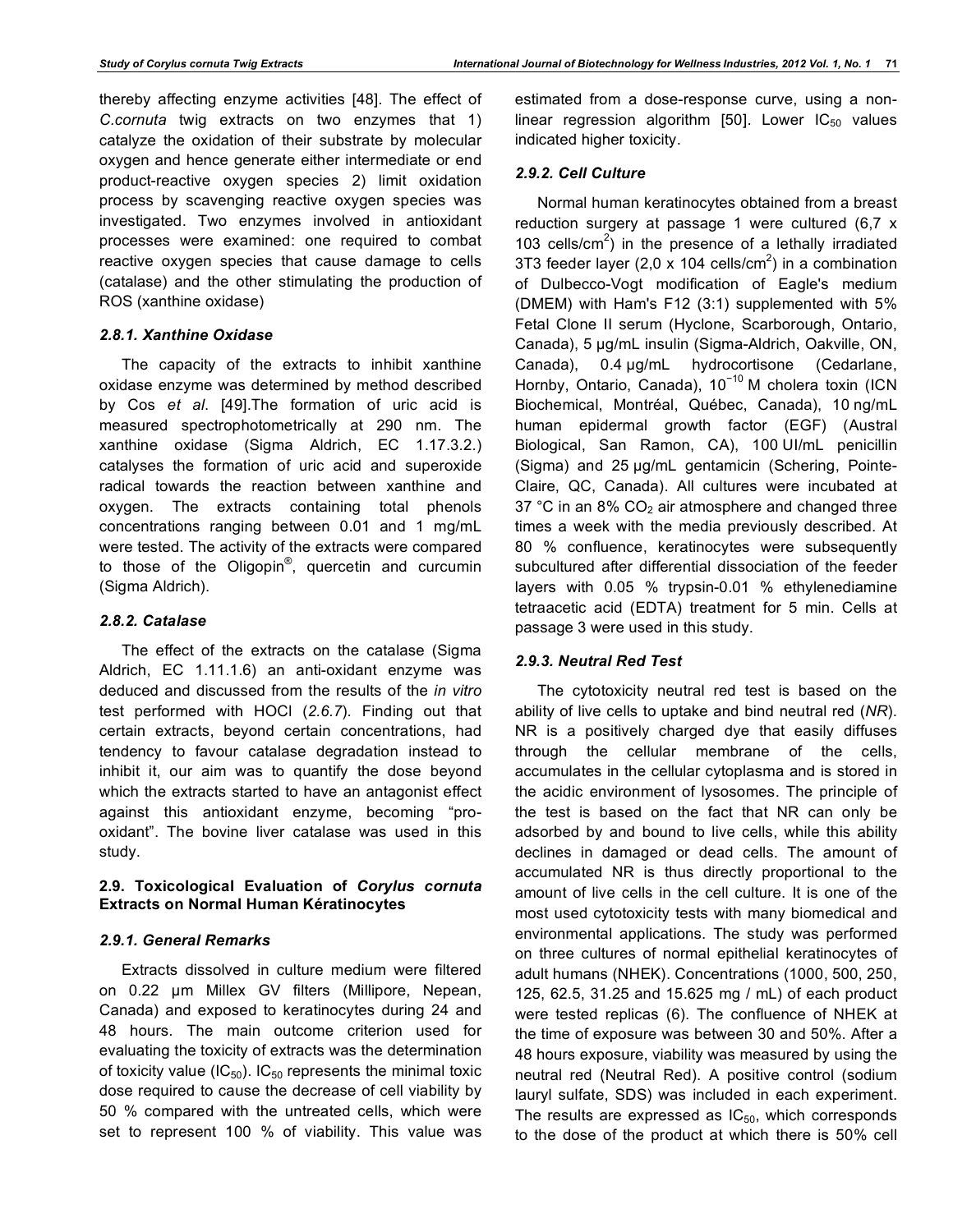thereby affecting enzyme activities [48]. The effect of *C.cornuta* twig extracts on two enzymes that 1) catalyze the oxidation of their substrate by molecular oxygen and hence generate either intermediate or end product-reactive oxygen species 2) limit oxidation process by scavenging reactive oxygen species was investigated. Two enzymes involved in antioxidant processes were examined: one required to combat reactive oxygen species that cause damage to cells (catalase) and the other stimulating the production of ROS (xanthine oxidase)

#### *2.8.1. Xanthine Oxidase*

The capacity of the extracts to inhibit xanthine oxidase enzyme was determined by method described by Cos *et al*. [49].The formation of uric acid is measured spectrophotometrically at 290 nm. The xanthine oxidase (Sigma Aldrich, EC 1.17.3.2.) catalyses the formation of uric acid and superoxide radical towards the reaction between xanthine and oxygen. The extracts containing total phenols concentrations ranging between 0.01 and 1 mg/mL were tested. The activity of the extracts were compared to those of the Oligopin®, quercetin and curcumin (Sigma Aldrich).

#### *2.8.2. Catalase*

The effect of the extracts on the catalase (Sigma Aldrich, EC 1.11.1.6) an anti-oxidant enzyme was deduced and discussed from the results of the *in vitro* test performed with HOCl (*2.6.7*). Finding out that certain extracts, beyond certain concentrations, had tendency to favour catalase degradation instead to inhibit it, our aim was to quantify the dose beyond which the extracts started to have an antagonist effect against this antioxidant enzyme, becoming "pro-oxidant". The bovine liver catalase was used in this study.

### 2.9. Toxicological Evaluation of *Corylus cornuta* Extracts on Normal Human Kératinocytes

#### *2.9.1. General Remarks*

Extracts dissolved in culture medium were filtered on 0.22 µm Millex GV filters (Millipore, Nepean, Canada) and exposed to keratinocytes during 24 and 48 hours. The main outcome criterion used for evaluating the toxicity of extracts was the determination of toxicity value ($IC_{50}$). $IC_{50}$ represents the minimal toxic dose required to cause the decrease of cell viability by 50 % compared with the untreated cells, which were set to represent 100 % of viability. This value was estimated from a dose-response curve, using a non-linear regression algorithm [50]. Lower $IC_{50}$ values indicated higher toxicity.

#### *2.9.2. Cell Culture*

Normal human keratinocytes obtained from a breast reduction surgery at passage 1 were cultured (6,7 x 103 cells/cm$^2$) in the presence of a lethally irradiated 3T3 feeder layer (2,0 x 104 cells/cm$^2$) in a combination of Dulbecco-Vogt modification of Eagle's medium (DMEM) with Ham's F12 (3:1) supplemented with 5% Fetal Clone II serum (Hyclone, Scarborough, Ontario, Canada), 5 µg/mL insulin (Sigma-Aldrich, Oakville, ON, Canada), 0.4 µg/mL hydrocortisone (Cedarlane, Hornby, Ontario, Canada), $10^{-10}$ M cholera toxin (ICN Biochemical, Montréal, Québec, Canada), 10 ng/mL human epidermal growth factor (EGF) (Austral Biological, San Ramon, CA), 100 UI/mL penicillin (Sigma) and 25 µg/mL gentamicin (Schering, Pointe-Claire, QC, Canada). All cultures were incubated at 37 °C in an 8% $CO_2$ air atmosphere and changed three times a week with the media previously described. At 80 % confluence, keratinocytes were subsequently subcultured after differential dissociation of the feeder layers with 0.05 % trypsin-0.01 % ethylenediamine tetraacetic acid (EDTA) treatment for 5 min. Cells at passage 3 were used in this study.

#### *2.9.3. Neutral Red Test*

The cytotoxicity neutral red test is based on the ability of live cells to uptake and bind neutral red (*NR*). NR is a positively charged dye that easily diffuses through the cellular membrane of the cells, accumulates in the cellular cytoplasma and is stored in the acidic environment of lysosomes. The principle of the test is based on the fact that NR can only be adsorbed by and bound to live cells, while this ability declines in damaged or dead cells. The amount of accumulated NR is thus directly proportional to the amount of live cells in the cell culture. It is one of the most used cytotoxicity tests with many biomedical and environmental applications. The study was performed on three cultures of normal epithelial keratinocytes of adult humans (NHEK). Concentrations (1000, 500, 250, 125, 62.5, 31.25 and 15.625 mg / mL) of each product were tested replicas (6). The confluence of NHEK at the time of exposure was between 30 and 50%. After a 48 hours exposure, viability was measured by using the neutral red (Neutral Red). A positive control (sodium lauryl sulfate, SDS) was included in each experiment. The results are expressed as $IC_{50}$, which corresponds to the dose of the product at which there is 50% cell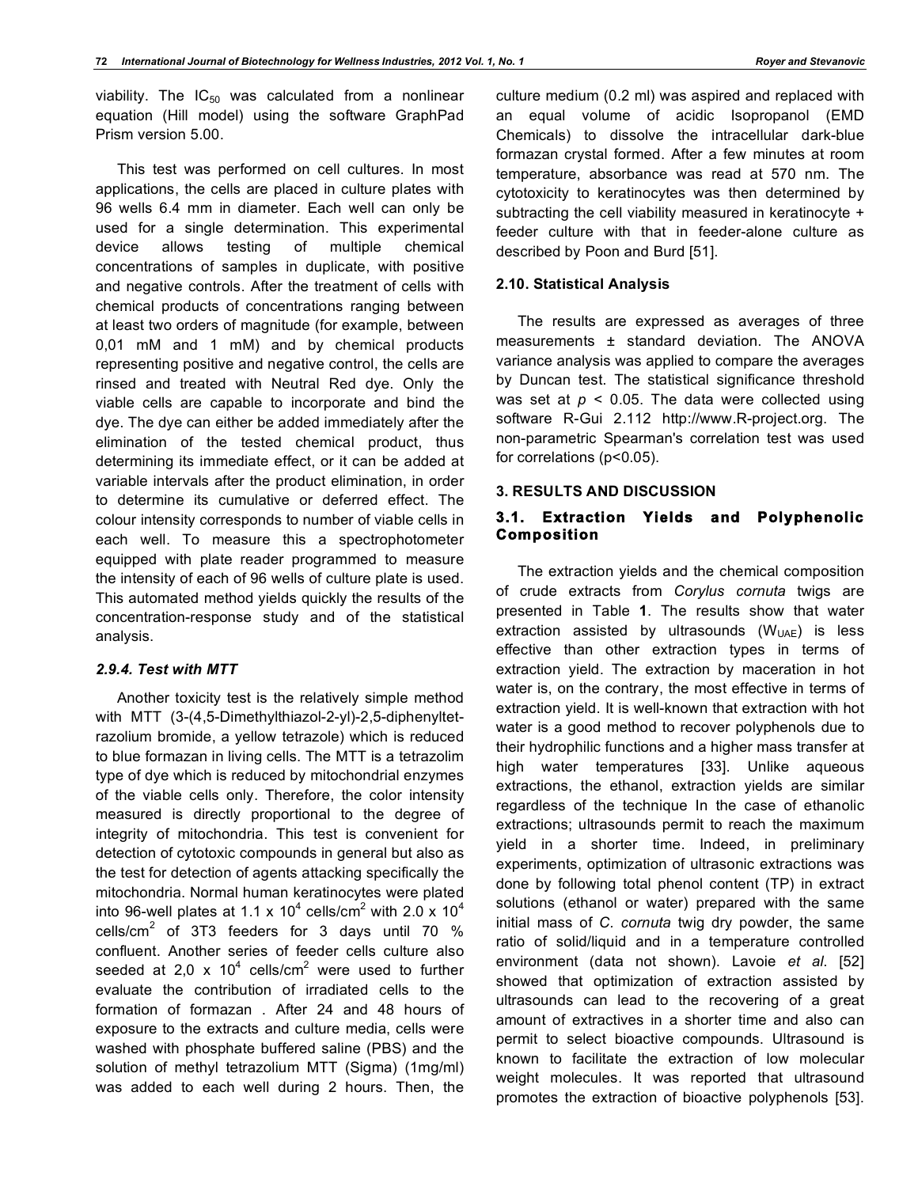viability. The $IC_{50}$ was calculated from a nonlinear equation (Hill model) using the software GraphPad Prism version 5.00.

This test was performed on cell cultures. In most applications, the cells are placed in culture plates with 96 wells 6.4 mm in diameter. Each well can only be used for a single determination. This experimental device allows testing of multiple chemical concentrations of samples in duplicate, with positive and negative controls. After the treatment of cells with chemical products of concentrations ranging between at least two orders of magnitude (for example, between 0,01 mM and 1 mM) and by chemical products representing positive and negative control, the cells are rinsed and treated with Neutral Red dye. Only the viable cells are capable to incorporate and bind the dye. The dye can either be added immediately after the elimination of the tested chemical product, thus determining its immediate effect, or it can be added at variable intervals after the product elimination, in order to determine its cumulative or deferred effect. The colour intensity corresponds to number of viable cells in each well. To measure this a spectrophotometer equipped with plate reader programmed to measure the intensity of each of 96 wells of culture plate is used. This automated method yields quickly the results of the concentration-response study and of the statistical analysis.

#### *2.9.4. Test with MTT*

Another toxicity test is the relatively simple method with MTT (3-(4,5-Dimethylthiazol-2-yl)-2,5-diphenyltetrazolium bromide, a yellow tetrazole) which is reduced to blue formazan in living cells. The MTT is a tetrazolim type of dye which is reduced by mitochondrial enzymes of the viable cells only. Therefore, the color intensity measured is directly proportional to the degree of integrity of mitochondria. This test is convenient for detection of cytotoxic compounds in general but also as the test for detection of agents attacking specifically the mitochondria. Normal human keratinocytes were plated into 96-well plates at $1.1 \times 10^4$ cells/cm$^2$ with $2.0 \times 10^4$ cells/cm$^2$ of 3T3 feeders for 3 days until 70 % confluent. Another series of feeder cells culture also seeded at $2,0 \times 10^4$ cells/cm$^2$ were used to further evaluate the contribution of irradiated cells to the formation of formazan . After 24 and 48 hours of exposure to the extracts and culture media, cells were washed with phosphate buffered saline (PBS) and the solution of methyl tetrazolium MTT (Sigma) (1mg/ml) was added to each well during 2 hours. Then, the culture medium (0.2 ml) was aspired and replaced with an equal volume of acidic Isopropanol (EMD Chemicals) to dissolve the intracellular dark-blue formazan crystal formed. After a few minutes at room temperature, absorbance was read at 570 nm. The cytotoxicity to keratinocytes was then determined by subtracting the cell viability measured in keratinocyte + feeder culture with that in feeder-alone culture as described by Poon and Burd [51].

### 2.10. Statistical Analysis

The results are expressed as averages of three measurements ± standard deviation. The ANOVA variance analysis was applied to compare the averages by Duncan test. The statistical significance threshold was set at $p < 0.05$. The data were collected using software R-Gui 2.112 http://www.R-project.org. The non-parametric Spearman's correlation test was used for correlations ($p<0.05$).

## 3. RESULTS AND DISCUSSION

### 3.1. Extraction Yields and Polyphenolic Composition

The extraction yields and the chemical composition of crude extracts from *Corylus cornuta* twigs are presented in Table **1**. The results show that water extraction assisted by ultrasounds ($W_{UAE}$) is less effective than other extraction types in terms of extraction yield. The extraction by maceration in hot water is, on the contrary, the most effective in terms of extraction yield. It is well-known that extraction with hot water is a good method to recover polyphenols due to their hydrophilic functions and a higher mass transfer at high water temperatures [33]. Unlike aqueous extractions, the ethanol, extraction yields are similar regardless of the technique In the case of ethanolic extractions; ultrasounds permit to reach the maximum yield in a shorter time. Indeed, in preliminary experiments, optimization of ultrasonic extractions was done by following total phenol content (TP) in extract solutions (ethanol or water) prepared with the same initial mass of *C. cornuta* twig dry powder, the same ratio of solid/liquid and in a temperature controlled environment (data not shown). Lavoie *et al.* [52] showed that optimization of extraction assisted by ultrasounds can lead to the recovering of a great amount of extractives in a shorter time and also can permit to select bioactive compounds. Ultrasound is known to facilitate the extraction of low molecular weight molecules. It was reported that ultrasound promotes the extraction of bioactive polyphenols [53].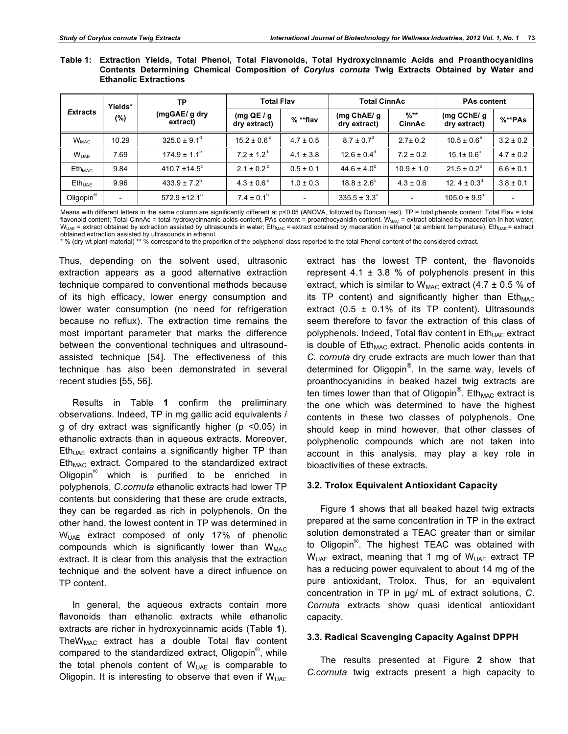**Table 1: Extraction Yields, Total Phenol, Total Flavonoids, Total Hydroxycinnamic Acids and Proanthocyanidins Contents Determining Chemical Composition of *Corylus cornuta* Twig Extracts Obtained by Water and Ethanolic Extractions**

| *E*xtracts | Yields* (%) | TP (mgGAE/ g dry extract) | Total Flav | | Total CinnAc | | PAs content | |
|---|---|---|---|---|---|---|---|---|
| | | | (mg QE / g dry extract) | % **flav | (mg ChAE/ g dry extract) | %** CinnAc | (mg CChE/ g dry extract) | %**PAs |
| $W_{MAC}$ | 10.29 | $325.0 \pm 9.1^{d}$ | $15.2 \pm 0.6^{a}$ | $4.7 \pm 0.5$ | $8.7 \pm 0.7^{d}$ | $2.7 \pm 0.2$ | $10.5 \pm 0.6^{e}$ | $3.2 \pm 0.2$ |
| $W_{UAE}$ | 7.69 | $174.9 \pm 1.1^{e}$ | $7.2 \pm 1.2^{b}$ | $4.1 \pm 3.8$ | $12.6 \pm 0.4^{d}$ | $7.2 \pm 0.2$ | $15.1 \pm 0.6^{c}$ | $4.7 \pm 0.2$ |
| $Eth_{MAC}$ | 9.84 | $410.7 \pm 14.5^{c}$ | $2.1 \pm 0.2^{d}$ | $0.5 \pm 0.1$ | $44.6 \pm 4.0^{b}$ | $10.9 \pm 1.0$ | $21.5 \pm 0.2^{b}$ | $6.6 \pm 0.1$ |
| $Eth_{UAE}$ | 9.96 | $433.9 \pm 7.2^{b}$ | $4.3 \pm 0.6^{c}$ | $1.0 \pm 0.3$ | $18.8 \pm 2.6^{c}$ | $4.3 \pm 0.6$ | $12.4 \pm 0.3^{d}$ | $3.8 \pm 0.1$ |
| Oligopin® | - | $572.9 \pm 12.1^{a}$ | $7.4 \pm 0.1^{b}$ | - | $335.5 \pm 3.3^{a}$ | - | $105.0 \pm 9.9^{a}$ | - |

Means with different letters in the same column are significantly different at p<0.05 (ANOVA, followed by Duncan test). TP = total phenols content; Total Flav = total flavonoid content; Total CinnAc = total hydroxycinnamic acids content, PAs content = proanthocyanidin content. $W_{MAC}$ = extract obtained by maceration in hot water; $W_{UAE}$ = extract obtained by extraction assisted by ultrasounds in water; $Eth_{MAC}$ = extract obtained by maceration in ethanol (at ambient temperature); $Eth_{UAE}$ = extract obtained extraction assisted by ultrasounds in ethanol.
\* % (dry wt plant material) ** % correspond to the proportion of the polyphenol class reported to the total Phenol content of the considered extract.

Thus, depending on the solvent used, ultrasonic extraction appears as a good alternative extraction technique compared to conventional methods because of its high efficacy, lower energy consumption and lower water consumption (no need for refrigeration because no reflux). The extraction time remains the most important parameter that marks the difference between the conventional techniques and ultrasound-assisted technique [54]. The effectiveness of this technique has also been demonstrated in several recent studies [55, 56].

Results in Table **1** confirm the preliminary observations. Indeed, TP in mg gallic acid equivalents / g of dry extract was significantly higher ($p < 0.05$) in ethanolic extracts than in aqueous extracts. Moreover, $Eth_{UAE}$ extract contains a significantly higher TP than $Eth_{MAC}$ extract. Compared to the standardized extract Oligopin® which is purified to be enriched in polyphenols, *C.cornuta* ethanolic extracts had lower TP contents but considering that these are crude extracts, they can be regarded as rich in polyphenols. On the other hand, the lowest content in TP was determined in $W_{UAE}$ extract composed of only 17% of phenolic compounds which is significantly lower than $W_{MAC}$ extract. It is clear from this analysis that the extraction technique and the solvent have a direct influence on TP content.

In general, the aqueous extracts contain more flavonoids than ethanolic extracts while ethanolic extracts are richer in hydroxycinnamic acids (Table **1**). The$W_{MAC}$ extract has a double Total flav content compared to the standardized extract, Oligopin®, while the total phenols content of $W_{UAE}$ is comparable to Oligopin. It is interesting to observe that even if $W_{UAE}$ extract has the lowest TP content, the flavonoids represent 4.1 ± 3.8 % of polyphenols present in this extract, which is similar to $W_{MAC}$ extract (4.7 ± 0.5 % of its TP content) and significantly higher than $Eth_{MAC}$ extract (0.5 ± 0.1% of its TP content). Ultrasounds seem therefore to favor the extraction of this class of polyphenols. Indeed, Total flav content in $Eth_{UAE}$ extract is double of $Eth_{MAC}$ extract. Phenolic acids contents in *C. cornuta* dry crude extracts are much lower than that determined for Oligopin®. In the same way, levels of proanthocyanidins in beaked hazel twig extracts are ten times lower than that of Oligopin®. $Eth_{MAC}$ extract is the one which was determined to have the highest contents in these two classes of polyphenols. One should keep in mind however, that other classes of polyphenolic compounds which are not taken into account in this analysis, may play a key role in bioactivities of these extracts.

### 3.2. Trolox Equivalent Antioxidant Capacity

Figure **1** shows that all beaked hazel twig extracts prepared at the same concentration in TP in the extract solution demonstrated a TEAC greater than or similar to Oligopin®. The highest TEAC was obtained with $W_{UAE}$ extract, meaning that 1 mg of $W_{UAE}$ extract TP has a reducing power equivalent to about 14 mg of the pure antioxidant, Trolox. Thus, for an equivalent concentration in TP in µg/ mL of extract solutions, *C. Cornuta* extracts show quasi identical antioxidant capacity.

### 3.3. Radical Scavenging Capacity Against DPPH

The results presented at Figure **2** show that *C.cornuta* twig extracts present a high capacity to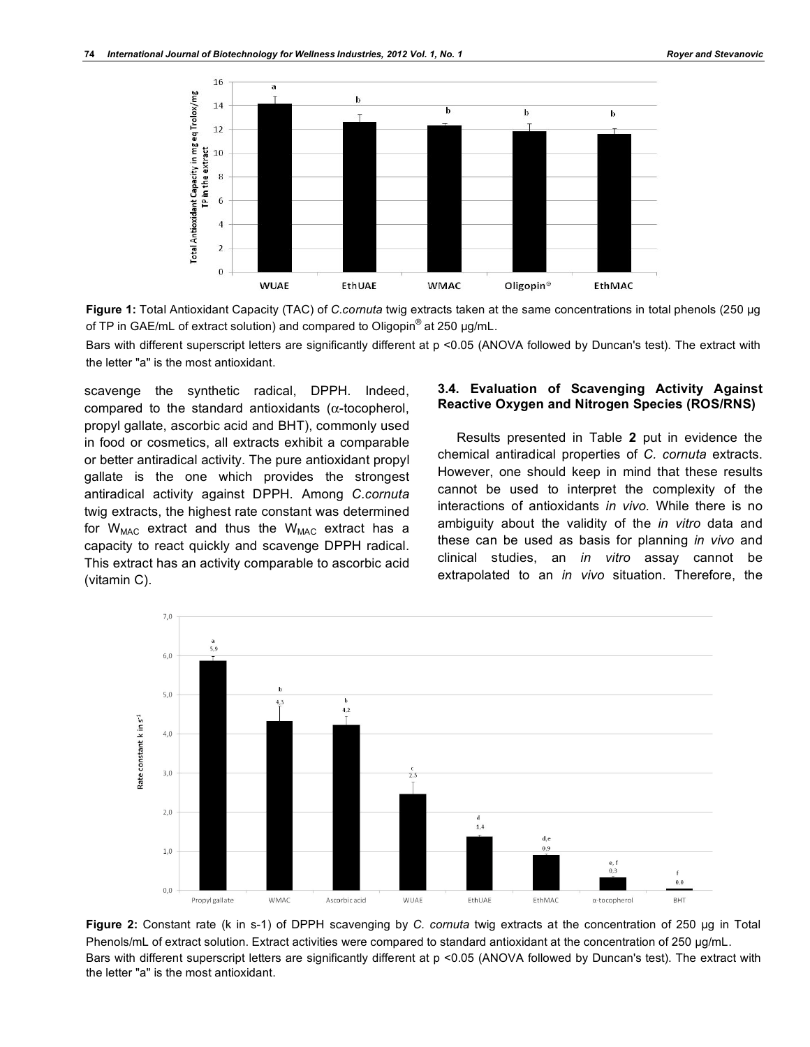**Figure 1:** Total Antioxidant Capacity (TAC) of *C.cornuta* twig extracts taken at the same concentrations in total phenols (250 µg of TP in GAE/mL of extract solution) and compared to Oligopin® at 250 µg/mL.

Bars with different superscript letters are significantly different at p <0.05 (ANOVA followed by Duncan's test). The extract with the letter "a" is the most antioxidant.

scavenge the synthetic radical, DPPH. Indeed, compared to the standard antioxidants (α-tocopherol, propyl gallate, ascorbic acid and BHT), commonly used in food or cosmetics, all extracts exhibit a comparable or better antiradical activity. The pure antioxidant propyl gallate is the one which provides the strongest antiradical activity against DPPH. Among *C.cornuta* twig extracts, the highest rate constant was determined for $W_{MAC}$ extract and thus the $W_{MAC}$ extract has a capacity to react quickly and scavenge DPPH radical. This extract has an activity comparable to ascorbic acid (vitamin C).

### 3.4. Evaluation of Scavenging Activity Against Reactive Oxygen and Nitrogen Species (ROS/RNS)

Results presented in Table **2** put in evidence the chemical antiradical properties of *C. cornuta* extracts. However, one should keep in mind that these results cannot be used to interpret the complexity of the interactions of antioxidants *in vivo.* While there is no ambiguity about the validity of the *in vitro* data and these can be used as basis for planning *in vivo* and clinical studies, an *in vitro* assay cannot be extrapolated to an *in vivo* situation. Therefore, the

**Figure 2:** Constant rate (k in s-1) of DPPH scavenging by *C. cornuta* twig extracts at the concentration of 250 µg in Total Phenols/mL of extract solution. Extract activities were compared to standard antioxidant at the concentration of 250 µg/mL.
Bars with different superscript letters are significantly different at p <0.05 (ANOVA followed by Duncan's test). The extract with the letter "a" is the most antioxidant.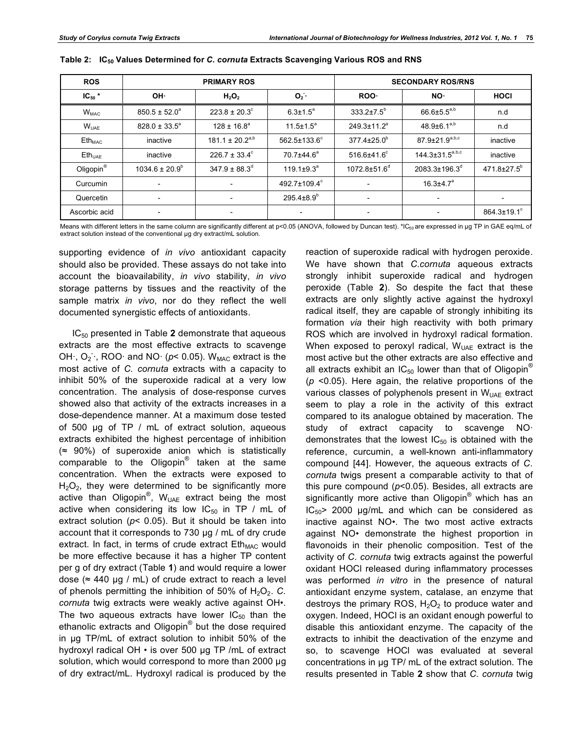**Table 2: $IC_{50}$ Values Determined for *C. cornuta* Extracts Scavenging Various ROS and RNS**

| ROS | PRIMARY ROS | | | SECONDARY ROS/RNS | | |
|---|---|---|---|---|---|---|
| $IC_{50}$ * | OH· | $H_2O_2$ | $O_2^{-}$· | ROO· | NO· | HOCl |
| $W_{MAC}$ | 850.5 ± 52.0[a] | 223.8 ± 20.3[c] | 6.3±1.5[a] | 333.2±7.5[b] | 66.6±5.5[a,b] | n.d |
| $W_{UAE}$ | 828.0 ± 33.5[a] | 128 ± 16.8[a] | 11.5±1.5[a] | 249.3±11.2[a] | 48.9±6.1[a,b] | n.d |
| $Eth_{MAC}$ | inactive | 181.1 ± 20.2[a,b] | 562.5±133.6[c] | 377.4±25.0[b] | 87.9±21.9[a,b,c] | inactive |
| $Eth_{UAE}$ | inactive | 226.7 ± 33.4[c] | 70.7±44.6[a] | 516.6±41.6[c] | 144.3±31.5[a,b,c] | inactive |
| Oligopin® | 1034.6 ± 20.9[b] | 347.9 ± 88.3[d] | 119.1±9.3[a] | 1072.8±51.6[d] | 2083.3±196.3[d] | 471.8±27.5[b] |
| Curcumin | - | - | 492.7±109.4[c] | - | 16.3±4.7[a] | |
| Quercetin | - | - | 295.4±8.9[b] | - | - | - |
| Ascorbic acid | - | - | - | - | - | 864.3±19.1[c] |

Means with different letters in the same column are significantly different at p<0.05 (ANOVA, followed by Duncan test). *$IC_{50}$ are expressed in µg TP in GAE eq/mL of extract solution instead of the conventional µg dry extract/mL solution.

supporting evidence of *in vivo* antioxidant capacity should also be provided. These assays do not take into account the bioavailability, *in vivo* stability, *in vivo* storage patterns by tissues and the reactivity of the sample matrix *in vivo*, nor do they reflect the well documented synergistic effects of antioxidants.

$IC_{50}$ presented in Table **2** demonstrate that aqueous extracts are the most effective extracts to scavenge OH·, $O_2^{-}$·, ROO· and NO· ($p < 0.05$). $W_{MAC}$ extract is the most active of *C. cornuta* extracts with a capacity to inhibit 50% of the superoxide radical at a very low concentration. The analysis of dose-response curves showed also that activity of the extracts increases in a dose-dependence manner. At a maximum dose tested of 500 µg of TP / mL of extract solution, aqueous extracts exhibited the highest percentage of inhibition (≈ 90%) of superoxide anion which is statistically comparable to the Oligopin® taken at the same concentration. When the extracts were exposed to $H_2O_2$, they were determined to be significantly more active than Oligopin®, $W_{UAE}$ extract being the most active when considering its low $IC_{50}$ in TP / mL of extract solution ($p < 0.05$). But it should be taken into account that it corresponds to 730 µg / mL of dry crude extract. In fact, in terms of crude extract $Eth_{MAC}$ would be more effective because it has a higher TP content per g of dry extract (Table **1**) and would require a lower dose (≈ 440 µg / mL) of crude extract to reach a level of phenols permitting the inhibition of 50% of $H_2O_2$. *C. cornuta* twig extracts were weakly active against OH•. The two aqueous extracts have lower $IC_{50}$ than the ethanolic extracts and Oligopin® but the dose required in µg TP/mL of extract solution to inhibit 50% of the hydroxyl radical OH • is over 500 µg TP /mL of extract solution, which would correspond to more than 2000 µg of dry extract/mL. Hydroxyl radical is produced by the reaction of superoxide radical with hydrogen peroxide. We have shown that *C.cornuta* aqueous extracts strongly inhibit superoxide radical and hydrogen peroxide (Table **2**). So despite the fact that these extracts are only slightly active against the hydroxyl radical itself, they are capable of strongly inhibiting its formation *via* their high reactivity with both primary ROS which are involved in hydroxyl radical formation. When exposed to peroxyl radical, $W_{UAE}$ extract is the most active but the other extracts are also effective and all extracts exhibit an $IC_{50}$ lower than that of Oligopin® ($p < 0.05$). Here again, the relative proportions of the various classes of polyphenols present in $W_{UAE}$ extract seem to play a role in the activity of this extract compared to its analogue obtained by maceration. The study of extract capacity to scavenge NO· demonstrates that the lowest $IC_{50}$ is obtained with the reference, curcumin, a well-known anti-inflammatory compound [44]. However, the aqueous extracts of *C. cornuta* twigs present a comparable activity to that of this pure compound ($p<0.05$). Besides, all extracts are significantly more active than Oligopin® which has an $IC_{50}$> 2000 µg/mL and which can be considered as inactive against NO•. The two most active extracts against NO• demonstrate the highest proportion in flavonoids in their phenolic composition. Test of the activity of *C. cornuta* twig extracts against the powerful oxidant HOCl released during inflammatory processes was performed *in vitro* in the presence of natural antioxidant enzyme system, catalase, an enzyme that destroys the primary ROS, $H_2O_2$ to produce water and oxygen. Indeed, HOCl is an oxidant enough powerful to disable this antioxidant enzyme. The capacity of the extracts to inhibit the deactivation of the enzyme and so, to scavenge HOCl was evaluated at several concentrations in µg TP/ mL of the extract solution. The results presented in Table **2** show that *C. cornuta* twig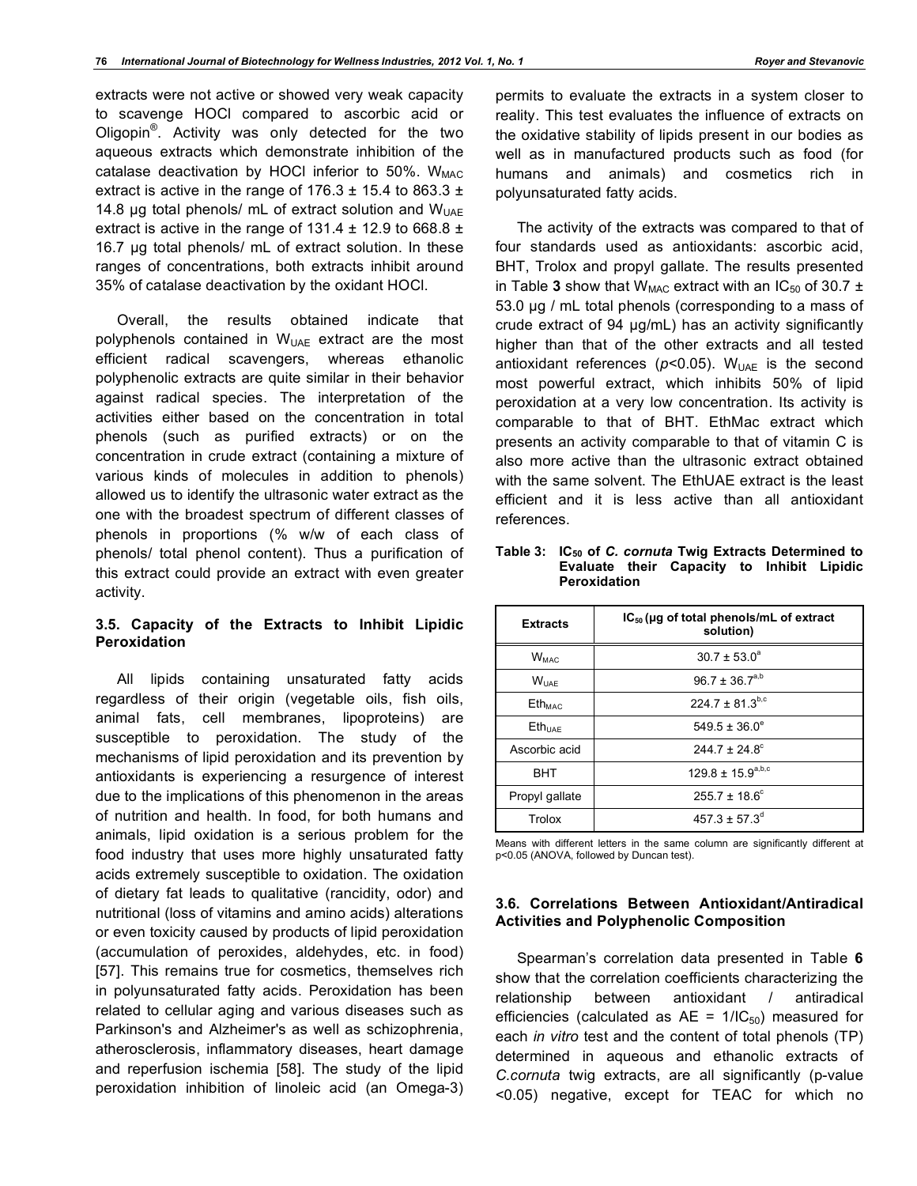extracts were not active or showed very weak capacity to scavenge HOCl compared to ascorbic acid or Oligopin®. Activity was only detected for the two aqueous extracts which demonstrate inhibition of the catalase deactivation by HOCl inferior to 50%. $W_{MAC}$ extract is active in the range of 176.3 ± 15.4 to 863.3 ± 14.8 µg total phenols/ mL of extract solution and $W_{UAE}$ extract is active in the range of 131.4 ± 12.9 to 668.8 ± 16.7 µg total phenols/ mL of extract solution. In these ranges of concentrations, both extracts inhibit around 35% of catalase deactivation by the oxidant HOCl.

Overall, the results obtained indicate that polyphenols contained in $W_{UAE}$ extract are the most efficient radical scavengers, whereas ethanolic polyphenolic extracts are quite similar in their behavior against radical species. The interpretation of the activities either based on the concentration in total phenols (such as purified extracts) or on the concentration in crude extract (containing a mixture of various kinds of molecules in addition to phenols) allowed us to identify the ultrasonic water extract as the one with the broadest spectrum of different classes of phenols in proportions (% w/w of each class of phenols/ total phenol content). Thus a purification of this extract could provide an extract with even greater activity.

### 3.5. Capacity of the Extracts to Inhibit Lipidic Peroxidation

All lipids containing unsaturated fatty acids regardless of their origin (vegetable oils, fish oils, animal fats, cell membranes, lipoproteins) are susceptible to peroxidation. The study of the mechanisms of lipid peroxidation and its prevention by antioxidants is experiencing a resurgence of interest due to the implications of this phenomenon in the areas of nutrition and health. In food, for both humans and animals, lipid oxidation is a serious problem for the food industry that uses more highly unsaturated fatty acids extremely susceptible to oxidation. The oxidation of dietary fat leads to qualitative (rancidity, odor) and nutritional (loss of vitamins and amino acids) alterations or even toxicity caused by products of lipid peroxidation (accumulation of peroxides, aldehydes, etc. in food) [57]. This remains true for cosmetics, themselves rich in polyunsaturated fatty acids. Peroxidation has been related to cellular aging and various diseases such as Parkinson's and Alzheimer's as well as schizophrenia, atherosclerosis, inflammatory diseases, heart damage and reperfusion ischemia [58]. The study of the lipid peroxidation inhibition of linoleic acid (an Omega-3) permits to evaluate the extracts in a system closer to reality. This test evaluates the influence of extracts on the oxidative stability of lipids present in our bodies as well as in manufactured products such as food (for humans and animals) and cosmetics rich in polyunsaturated fatty acids.

The activity of the extracts was compared to that of four standards used as antioxidants: ascorbic acid, BHT, Trolox and propyl gallate. The results presented in Table **3** show that $W_{MAC}$ extract with an $IC_{50}$ of 30.7 ± 53.0 µg / mL total phenols (corresponding to a mass of crude extract of 94 µg/mL) has an activity significantly higher than that of the other extracts and all tested antioxidant references ($p$<0.05). $W_{UAE}$ is the second most powerful extract, which inhibits 50% of lipid peroxidation at a very low concentration. Its activity is comparable to that of BHT. EthMac extract which presents an activity comparable to that of vitamin C is also more active than the ultrasonic extract obtained with the same solvent. The EthUAE extract is the least efficient and it is less active than all antioxidant references.

**Table 3: $IC_{50}$ of *C. cornuta* Twig Extracts Determined to Evaluate their Capacity to Inhibit Lipidic Peroxidation**

| Extracts | $IC_{50}$ (µg of total phenols/mL of extract solution) |
|---|---|
| $W_{MAC}$ | 30.7 ± 53.0$^{a}$ |
| $W_{UAE}$ | 96.7 ± 36.7$^{a,b}$ |
| $Eth_{MAC}$ | 224.7 ± 81.3$^{b,c}$ |
| $Eth_{UAE}$ | 549.5 ± 36.0$^{e}$ |
| Ascorbic acid | 244.7 ± 24.8$^{c}$ |
| BHT | 129.8 ± 15.9$^{a,b,c}$ |
| Propyl gallate | 255.7 ± 18.6$^{c}$ |
| Trolox | 457.3 ± 57.3$^{d}$ |

Means with different letters in the same column are significantly different at p<0.05 (ANOVA, followed by Duncan test).

### 3.6. Correlations Between Antioxidant/Antiradical Activities and Polyphenolic Composition

Spearman's correlation data presented in Table **6** show that the correlation coefficients characterizing the relationship between antioxidant / antiradical efficiencies (calculated as AE = $1/IC_{50}$) measured for each *in vitro* test and the content of total phenols (TP) determined in aqueous and ethanolic extracts of *C.cornuta* twig extracts, are all significantly (p-value <0.05) negative, except for TEAC for which no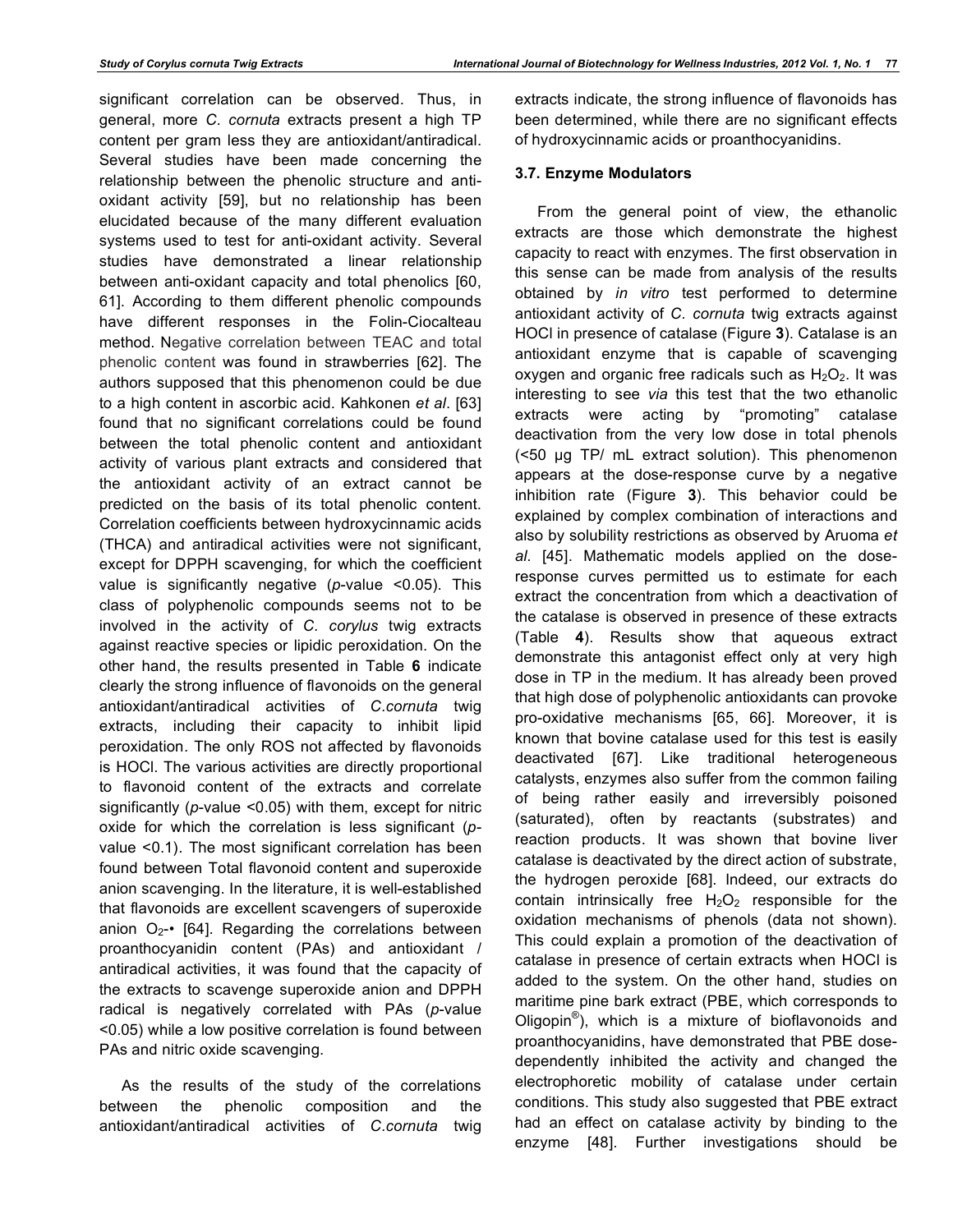significant correlation can be observed. Thus, in general, more *C. cornuta* extracts present a high TP content per gram less they are antioxidant/antiradical. Several studies have been made concerning the relationship between the phenolic structure and anti-oxidant activity [59], but no relationship has been elucidated because of the many different evaluation systems used to test for anti-oxidant activity. Several studies have demonstrated a linear relationship between anti-oxidant capacity and total phenolics [60, 61]. According to them different phenolic compounds have different responses in the Folin-Ciocalteau method. Negative correlation between TEAC and total phenolic content was found in strawberries [62]. The authors supposed that this phenomenon could be due to a high content in ascorbic acid. Kahkonen *et al*. [63] found that no significant correlations could be found between the total phenolic content and antioxidant activity of various plant extracts and considered that the antioxidant activity of an extract cannot be predicted on the basis of its total phenolic content. Correlation coefficients between hydroxycinnamic acids (THCA) and antiradical activities were not significant, except for DPPH scavenging, for which the coefficient value is significantly negative ($p$-value <0.05). This class of polyphenolic compounds seems not to be involved in the activity of *C. corylus* twig extracts against reactive species or lipidic peroxidation. On the other hand, the results presented in Table **6** indicate clearly the strong influence of flavonoids on the general antioxidant/antiradical activities of *C.cornuta* twig extracts, including their capacity to inhibit lipid peroxidation. The only ROS not affected by flavonoids is HOCl. The various activities are directly proportional to flavonoid content of the extracts and correlate significantly ($p$-value <0.05) with them, except for nitric oxide for which the correlation is less significant ($p$-value <0.1). The most significant correlation has been found between Total flavonoid content and superoxide anion scavenging. In the literature, it is well-established that flavonoids are excellent scavengers of superoxide anion $O_2$-• [64]. Regarding the correlations between proanthocyanidin content (PAs) and antioxidant / antiradical activities, it was found that the capacity of the extracts to scavenge superoxide anion and DPPH radical is negatively correlated with PAs ($p$-value <0.05) while a low positive correlation is found between PAs and nitric oxide scavenging.

As the results of the study of the correlations between the phenolic composition and the antioxidant/antiradical activities of *C.cornuta* twig extracts indicate, the strong influence of flavonoids has been determined, while there are no significant effects of hydroxycinnamic acids or proanthocyanidins.

### 3.7. Enzyme Modulators

From the general point of view, the ethanolic extracts are those which demonstrate the highest capacity to react with enzymes. The first observation in this sense can be made from analysis of the results obtained by *in vitro* test performed to determine antioxidant activity of *C. cornuta* twig extracts against HOCl in presence of catalase (Figure **3**). Catalase is an antioxidant enzyme that is capable of scavenging oxygen and organic free radicals such as $H_2O_2$. It was interesting to see *via* this test that the two ethanolic extracts were acting by "promoting" catalase deactivation from the very low dose in total phenols (<50 µg TP/ mL extract solution). This phenomenon appears at the dose-response curve by a negative inhibition rate (Figure **3**). This behavior could be explained by complex combination of interactions and also by solubility restrictions as observed by Aruoma *et al*. [45]. Mathematic models applied on the dose-response curves permitted us to estimate for each extract the concentration from which a deactivation of the catalase is observed in presence of these extracts (Table **4**). Results show that aqueous extract demonstrate this antagonist effect only at very high dose in TP in the medium. It has already been proved that high dose of polyphenolic antioxidants can provoke pro-oxidative mechanisms [65, 66]. Moreover, it is known that bovine catalase used for this test is easily deactivated [67]. Like traditional heterogeneous catalysts, enzymes also suffer from the common failing of being rather easily and irreversibly poisoned (saturated), often by reactants (substrates) and reaction products. It was shown that bovine liver catalase is deactivated by the direct action of substrate, the hydrogen peroxide [68]. Indeed, our extracts do contain intrinsically free $H_2O_2$ responsible for the oxidation mechanisms of phenols (data not shown). This could explain a promotion of the deactivation of catalase in presence of certain extracts when HOCl is added to the system. On the other hand, studies on maritime pine bark extract (PBE, which corresponds to Oligopin®), which is a mixture of bioflavonoids and proanthocyanidins, have demonstrated that PBE dose-dependently inhibited the activity and changed the electrophoretic mobility of catalase under certain conditions. This study also suggested that PBE extract had an effect on catalase activity by binding to the enzyme [48]. Further investigations should be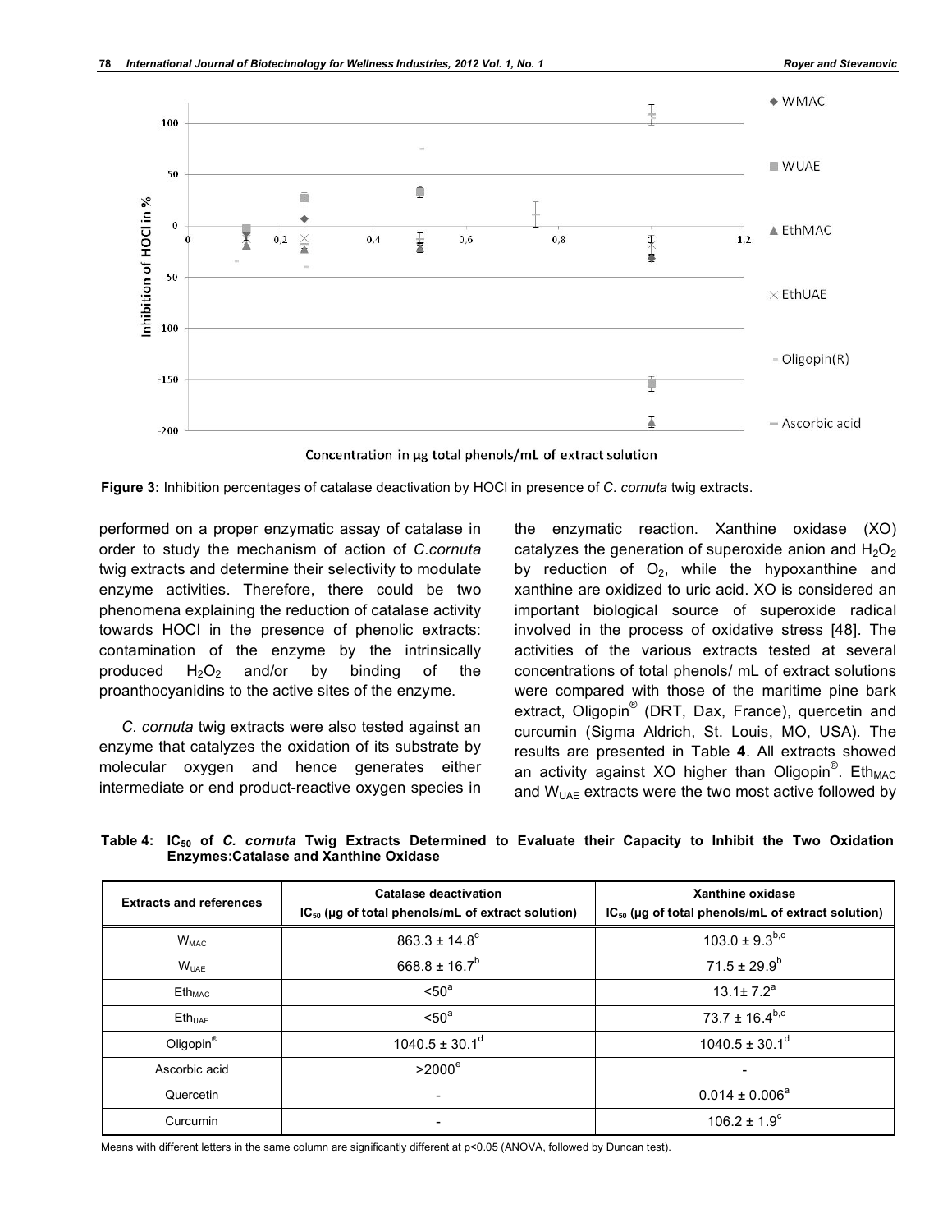**Figure 3:** Inhibition percentages of catalase deactivation by HOCl in presence of *C. cornuta* twig extracts.

performed on a proper enzymatic assay of catalase in order to study the mechanism of action of *C.cornuta* twig extracts and determine their selectivity to modulate enzyme activities. Therefore, there could be two phenomena explaining the reduction of catalase activity towards HOCl in the presence of phenolic extracts: contamination of the enzyme by the intrinsically produced $H_2O_2$ and/or by binding of the proanthocyanidins to the active sites of the enzyme.

*C. cornuta* twig extracts were also tested against an enzyme that catalyzes the oxidation of its substrate by molecular oxygen and hence generates either intermediate or end product-reactive oxygen species in the enzymatic reaction. Xanthine oxidase (XO) catalyzes the generation of superoxide anion and $H_2O_2$ by reduction of $O_2$, while the hypoxanthine and xanthine are oxidized to uric acid. XO is considered an important biological source of superoxide radical involved in the process of oxidative stress [48]. The activities of the various extracts tested at several concentrations of total phenols/ mL of extract solutions were compared with those of the maritime pine bark extract, Oligopin® (DRT, Dax, France), quercetin and curcumin (Sigma Aldrich, St. Louis, MO, USA). The results are presented in Table **4**. All extracts showed an activity against XO higher than Oligopin®. $Eth_{MAC}$ and $W_{UAE}$ extracts were the two most active followed by

**Table 4: $IC_{50}$ of *C. cornuta* Twig Extracts Determined to Evaluate their Capacity to Inhibit the Two Oxidation Enzymes:Catalase and Xanthine Oxidase**

| Extracts and references | Catalase deactivation $IC_{50}$ (µg of total phenols/mL of extract solution) | Xanthine oxidase $IC_{50}$ (µg of total phenols/mL of extract solution) |
|---|---|---|
| $W_{MAC}$ | $863.3 \pm 14.8^{c}$ | $103.0 \pm 9.3^{b,c}$ |
| $W_{UAE}$ | $668.8 \pm 16.7^{b}$ | $71.5 \pm 29.9^{b}$ |
| $Eth_{MAC}$ | $<50^{a}$ | $13.1 \pm 7.2^{a}$ |
| $Eth_{UAE}$ | $<50^{a}$ | $73.7 \pm 16.4^{b,c}$ |
| Oligopin® | $1040.5 \pm 30.1^{d}$ | $1040.5 \pm 30.1^{d}$ |
| Ascorbic acid | $>2000^{e}$ | - |
| Quercetin | - | $0.014 \pm 0.006^{a}$ |
| Curcumin | - | $106.2 \pm 1.9^{c}$ |

Means with different letters in the same column are significantly different at $p<0.05$ (ANOVA, followed by Duncan test).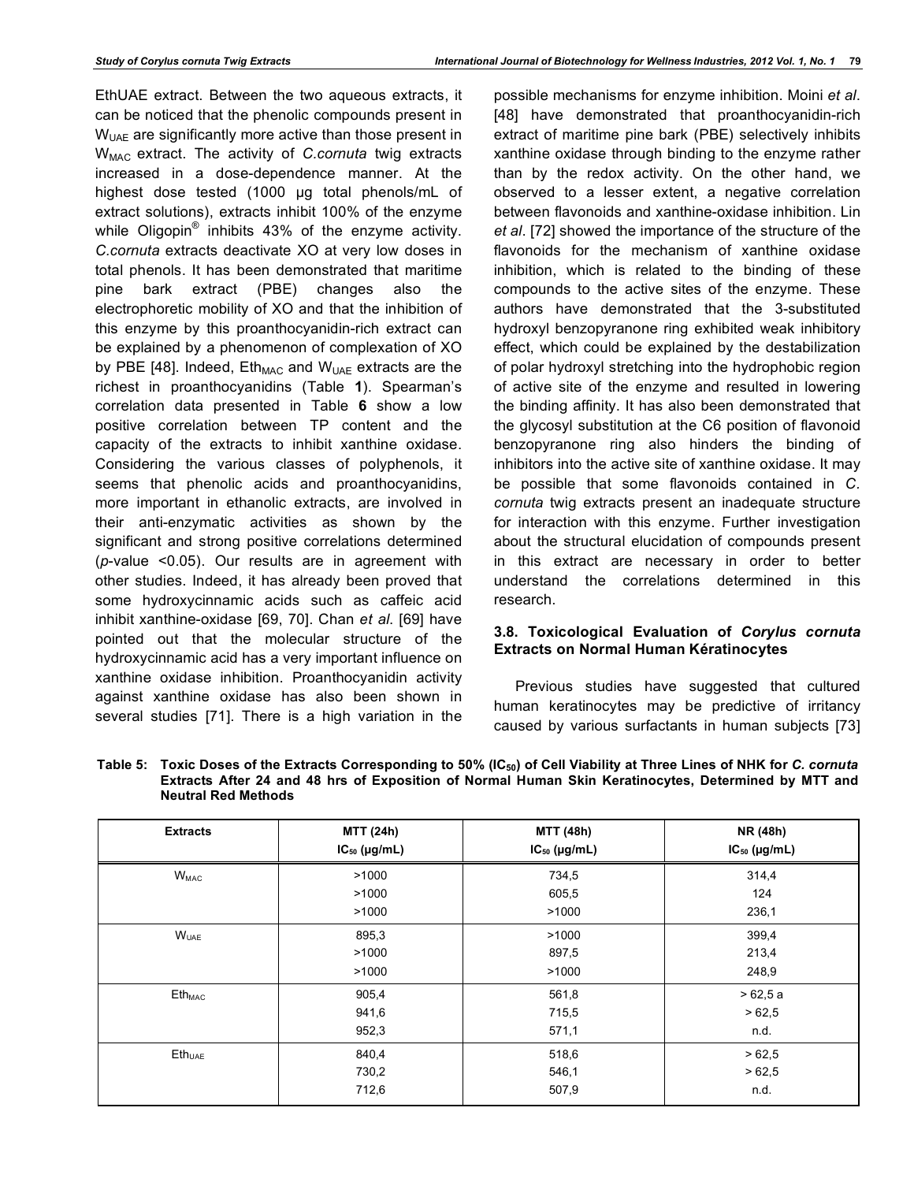EthUAE extract. Between the two aqueous extracts, it can be noticed that the phenolic compounds present in $W_{UAE}$ are significantly more active than those present in $W_{MAC}$ extract. The activity of *C.cornuta* twig extracts increased in a dose-dependence manner. At the highest dose tested (1000 µg total phenols/mL of extract solutions), extracts inhibit 100% of the enzyme while Oligopin® inhibits 43% of the enzyme activity. *C.cornuta* extracts deactivate XO at very low doses in total phenols. It has been demonstrated that maritime pine bark extract (PBE) changes also the electrophoretic mobility of XO and that the inhibition of this enzyme by this proanthocyanidin-rich extract can be explained by a phenomenon of complexation of XO by PBE [48]. Indeed, $Eth_{MAC}$ and $W_{UAE}$ extracts are the richest in proanthocyanidins (Table **1**). Spearman's correlation data presented in Table **6** show a low positive correlation between TP content and the capacity of the extracts to inhibit xanthine oxidase. Considering the various classes of polyphenols, it seems that phenolic acids and proanthocyanidins, more important in ethanolic extracts, are involved in their anti-enzymatic activities as shown by the significant and strong positive correlations determined (*p*-value <0.05). Our results are in agreement with other studies. Indeed, it has already been proved that some hydroxycinnamic acids such as caffeic acid inhibit xanthine-oxidase [69, 70]. Chan *et al*. [69] have pointed out that the molecular structure of the hydroxycinnamic acid has a very important influence on xanthine oxidase inhibition. Proanthocyanidin activity against xanthine oxidase has also been shown in several studies [71]. There is a high variation in the possible mechanisms for enzyme inhibition. Moini *et al*. [48] have demonstrated that proanthocyanidin-rich extract of maritime pine bark (PBE) selectively inhibits xanthine oxidase through binding to the enzyme rather than by the redox activity. On the other hand, we observed to a lesser extent, a negative correlation between flavonoids and xanthine-oxidase inhibition. Lin *et al*. [72] showed the importance of the structure of the flavonoids for the mechanism of xanthine oxidase inhibition, which is related to the binding of these compounds to the active sites of the enzyme. These authors have demonstrated that the 3-substituted hydroxyl benzopyranone ring exhibited weak inhibitory effect, which could be explained by the destabilization of polar hydroxyl stretching into the hydrophobic region of active site of the enzyme and resulted in lowering the binding affinity. It has also been demonstrated that the glycosyl substitution at the C6 position of flavonoid benzopyranone ring also hinders the binding of inhibitors into the active site of xanthine oxidase. It may be possible that some flavonoids contained in *C. cornuta* twig extracts present an inadequate structure for interaction with this enzyme. Further investigation about the structural elucidation of compounds present in this extract are necessary in order to better understand the correlations determined in this research.

### 3.8. Toxicological Evaluation of *Corylus cornuta* Extracts on Normal Human Kératinocytes

Previous studies have suggested that cultured human keratinocytes may be predictive of irritancy caused by various surfactants in human subjects [73]

**Table 5: Toxic Doses of the Extracts Corresponding to 50% ($IC_{50}$) of Cell Viability at Three Lines of NHK for *C. cornuta* Extracts After 24 and 48 hrs of Exposition of Normal Human Skin Keratinocytes, Determined by MTT and Neutral Red Methods**

| Extracts | MTT (24h) $IC_{50}$ (µg/mL) | MTT (48h) $IC_{50}$ (µg/mL) | NR (48h) $IC_{50}$ (µg/mL) |
|---|---|---|---|
| $W_{MAC}$ | >1000 | 734,5 | 314,4 |
| | >1000 | 605,5 | 124 |
| | >1000 | >1000 | 236,1 |
| $W_{UAE}$ | 895,3 | >1000 | 399,4 |
| | >1000 | 897,5 | 213,4 |
| | >1000 | >1000 | 248,9 |
| $Eth_{MAC}$ | 905,4 | 561,8 | > 62,5 a |
| | 941,6 | 715,5 | > 62,5 |
| | 952,3 | 571,1 | n.d. |
| $Eth_{UAE}$ | 840,4 | 518,6 | > 62,5 |
| | 730,2 | 546,1 | > 62,5 |
| | 712,6 | 507,9 | n.d. |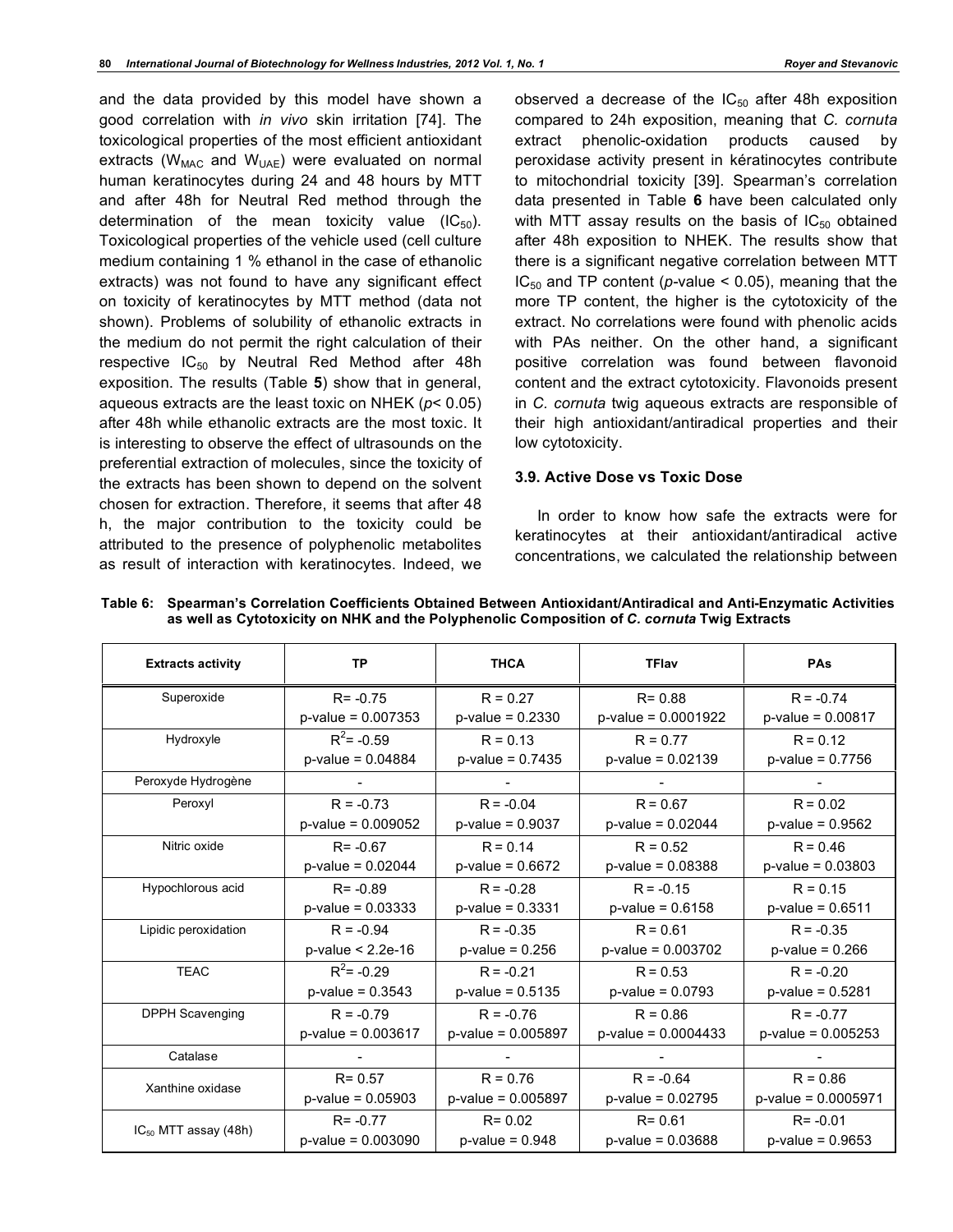and the data provided by this model have shown a good correlation with *in vivo* skin irritation [74]. The toxicological properties of the most efficient antioxidant extracts ($W_{MAC}$ and $W_{UAE}$) were evaluated on normal human keratinocytes during 24 and 48 hours by MTT and after 48h for Neutral Red method through the determination of the mean toxicity value ($IC_{50}$). Toxicological properties of the vehicle used (cell culture medium containing 1 % ethanol in the case of ethanolic extracts) was not found to have any significant effect on toxicity of keratinocytes by MTT method (data not shown). Problems of solubility of ethanolic extracts in the medium do not permit the right calculation of their respective $IC_{50}$ by Neutral Red Method after 48h exposition. The results (Table **5**) show that in general, aqueous extracts are the least toxic on NHEK ($p< 0.05$) after 48h while ethanolic extracts are the most toxic. It is interesting to observe the effect of ultrasounds on the preferential extraction of molecules, since the toxicity of the extracts has been shown to depend on the solvent chosen for extraction. Therefore, it seems that after 48 h, the major contribution to the toxicity could be attributed to the presence of polyphenolic metabolites as result of interaction with keratinocytes. Indeed, we observed a decrease of the $IC_{50}$ after 48h exposition compared to 24h exposition, meaning that *C. cornuta* extract phenolic-oxidation products caused by peroxidase activity present in kératinocytes contribute to mitochondrial toxicity [39]. Spearman's correlation data presented in Table **6** have been calculated only with MTT assay results on the basis of $IC_{50}$ obtained after 48h exposition to NHEK. The results show that there is a significant negative correlation between MTT $IC_{50}$ and TP content ($p$-value < 0.05), meaning that the more TP content, the higher is the cytotoxicity of the extract. No correlations were found with phenolic acids with PAs neither. On the other hand, a significant positive correlation was found between flavonoid content and the extract cytotoxicity. Flavonoids present in *C. cornuta* twig aqueous extracts are responsible of their high antioxidant/antiradical properties and their low cytotoxicity.

### 3.9. Active Dose vs Toxic Dose

In order to know how safe the extracts were for keratinocytes at their antioxidant/antiradical active concentrations, we calculated the relationship between

**Table 6: Spearman's Correlation Coefficients Obtained Between Antioxidant/Antiradical and Anti-Enzymatic Activities as well as Cytotoxicity on NHK and the Polyphenolic Composition of *C. cornuta* Twig Extracts**

| Extracts activity | TP | THCA | TFlav | PAs |
|---|---|---|---|---|
| Superoxide | R= -0.75<br>p-value = 0.007353 | R = 0.27<br>p-value = 0.2330 | R= 0.88<br>p-value = 0.0001922 | R = -0.74<br>p-value = 0.00817 |
| Hydroxyle | $R^2$= -0.59<br>p-value = 0.04884 | R = 0.13<br>p-value = 0.7435 | R = 0.77<br>p-value = 0.02139 | R = 0.12<br>p-value = 0.7756 |
| Peroxyde Hydrogène | - | - | - | - |
| Peroxyl | R = -0.73<br>p-value = 0.009052 | R = -0.04<br>p-value = 0.9037 | R = 0.67<br>p-value = 0.02044 | R = 0.02<br>p-value = 0.9562 |
| Nitric oxide | R= -0.67<br>p-value = 0.02044 | R = 0.14<br>p-value = 0.6672 | R = 0.52<br>p-value = 0.08388 | R = 0.46<br>p-value = 0.03803 |
| Hypochlorous acid | R= -0.89<br>p-value = 0.03333 | R = -0.28<br>p-value = 0.3331 | R = -0.15<br>p-value = 0.6158 | R = 0.15<br>p-value = 0.6511 |
| Lipidic peroxidation | R = -0.94<br>p-value < 2.2e-16 | R = -0.35<br>p-value = 0.256 | R = 0.61<br>p-value = 0.003702 | R = -0.35<br>p-value = 0.266 |
| TEAC | $R^2$= -0.29<br>p-value = 0.3543 | R = -0.21<br>p-value = 0.5135 | R = 0.53<br>p-value = 0.0793 | R = -0.20<br>p-value = 0.5281 |
| DPPH Scavenging | R = -0.79<br>p-value = 0.003617 | R = -0.76<br>p-value = 0.005897 | R = 0.86<br>p-value = 0.0004433 | R = -0.77<br>p-value = 0.005253 |
| Catalase | - | - | - | - |
| Xanthine oxidase | R= 0.57<br>p-value = 0.05903 | R = 0.76<br>p-value = 0.005897 | R = -0.64<br>p-value = 0.02795 | R = 0.86<br>p-value = 0.0005971 |
| $IC_{50}$ MTT assay (48h) | R= -0.77<br>p-value = 0.003090 | R= 0.02<br>p-value = 0.948 | R= 0.61<br>p-value = 0.03688 | R= -0.01<br>p-value = 0.9653 |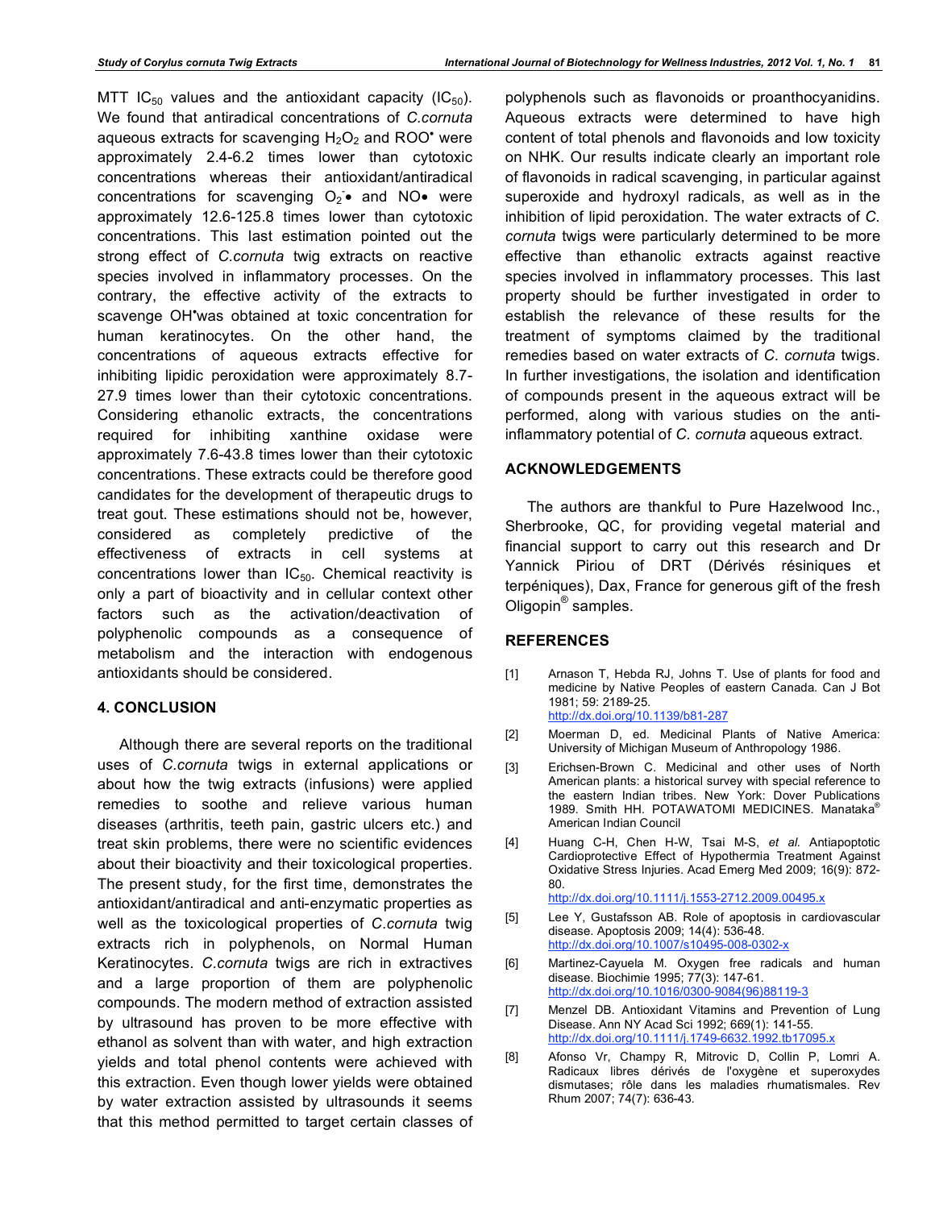MTT $IC_{50}$ values and the antioxidant capacity ($IC_{50}$). We found that antiradical concentrations of *C.cornuta* aqueous extracts for scavenging $H_2O_2$ and $ROO^•$ were approximately 2.4-6.2 times lower than cytotoxic concentrations whereas their antioxidant/antiradical concentrations for scavenging $O_2^-•$ and NO• were approximately 12.6-125.8 times lower than cytotoxic concentrations. This last estimation pointed out the strong effect of *C.cornuta* twig extracts on reactive species involved in inflammatory processes. On the contrary, the effective activity of the extracts to scavenge $OH^•$was obtained at toxic concentration for human keratinocytes. On the other hand, the concentrations of aqueous extracts effective for inhibiting lipidic peroxidation were approximately 8.7-27.9 times lower than their cytotoxic concentrations. Considering ethanolic extracts, the concentrations required for inhibiting xanthine oxidase were approximately 7.6-43.8 times lower than their cytotoxic concentrations. These extracts could be therefore good candidates for the development of therapeutic drugs to treat gout. These estimations should not be, however, considered as completely predictive of the effectiveness of extracts in cell systems at concentrations lower than $IC_{50}$. Chemical reactivity is only a part of bioactivity and in cellular context other factors such as the activation/deactivation of polyphenolic compounds as a consequence of metabolism and the interaction with endogenous antioxidants should be considered.

## 4. CONCLUSION

Although there are several reports on the traditional uses of *C.cornuta* twigs in external applications or about how the twig extracts (infusions) were applied remedies to soothe and relieve various human diseases (arthritis, teeth pain, gastric ulcers etc.) and treat skin problems, there were no scientific evidences about their bioactivity and their toxicological properties. The present study, for the first time, demonstrates the antioxidant/antiradical and anti-enzymatic properties as well as the toxicological properties of *C.cornuta* twig extracts rich in polyphenols, on Normal Human Keratinocytes. *C.cornuta* twigs are rich in extractives and a large proportion of them are polyphenolic compounds. The modern method of extraction assisted by ultrasound has proven to be more effective with ethanol as solvent than with water, and high extraction yields and total phenol contents were achieved with this extraction. Even though lower yields were obtained by water extraction assisted by ultrasounds it seems that this method permitted to target certain classes of polyphenols such as flavonoids or proanthocyanidins. Aqueous extracts were determined to have high content of total phenols and flavonoids and low toxicity on NHK. Our results indicate clearly an important role of flavonoids in radical scavenging, in particular against superoxide and hydroxyl radicals, as well as in the inhibition of lipid peroxidation. The water extracts of *C. cornuta* twigs were particularly determined to be more effective than ethanolic extracts against reactive species involved in inflammatory processes. This last property should be further investigated in order to establish the relevance of these results for the treatment of symptoms claimed by the traditional remedies based on water extracts of *C. cornuta* twigs. In further investigations, the isolation and identification of compounds present in the aqueous extract will be performed, along with various studies on the anti-inflammatory potential of *C. cornuta* aqueous extract.

## ACKNOWLEDGEMENTS

The authors are thankful to Pure Hazelwood Inc., Sherbrooke, QC, for providing vegetal material and financial support to carry out this research and Dr Yannick Piriou of DRT (Dérivés résiniques et terpéniques), Dax, France for generous gift of the fresh Oligopin® samples.

## REFERENCES

[1] Arnason T, Hebda RJ, Johns T. Use of plants for food and medicine by Native Peoples of eastern Canada. Can J Bot 1981; 59: 2189-25. http://dx.doi.org/10.1139/b81-287

[2] Moerman D, ed. Medicinal Plants of Native America: University of Michigan Museum of Anthropology 1986.

[3] Erichsen-Brown C. Medicinal and other uses of North American plants: a historical survey with special reference to the eastern Indian tribes. New York: Dover Publications 1989. Smith HH. POTAWATOMI MEDICINES. Manataka® American Indian Council

[4] Huang C-H, Chen H-W, Tsai M-S, *et al.* Antiapoptotic Cardioprotective Effect of Hypothermia Treatment Against Oxidative Stress Injuries. Acad Emerg Med 2009; 16(9): 872-80. http://dx.doi.org/10.1111/j.1553-2712.2009.00495.x

[5] Lee Y, Gustafsson AB. Role of apoptosis in cardiovascular disease. Apoptosis 2009; 14(4): 536-48. http://dx.doi.org/10.1007/s10495-008-0302-x

[6] Martinez-Cayuela M. Oxygen free radicals and human disease. Biochimie 1995; 77(3): 147-61. http://dx.doi.org/10.1016/0300-9084(96)88119-3

[7] Menzel DB. Antioxidant Vitamins and Prevention of Lung Disease. Ann NY Acad Sci 1992; 669(1): 141-55. http://dx.doi.org/10.1111/j.1749-6632.1992.tb17095.x

[8] Afonso Vr, Champy R, Mitrovic D, Collin P, Lomri A. Radicaux libres dérivés de l'oxygène et superoxydes dismutases; rôle dans les maladies rhumatismales. Rev Rhum 2007; 74(7): 636-43.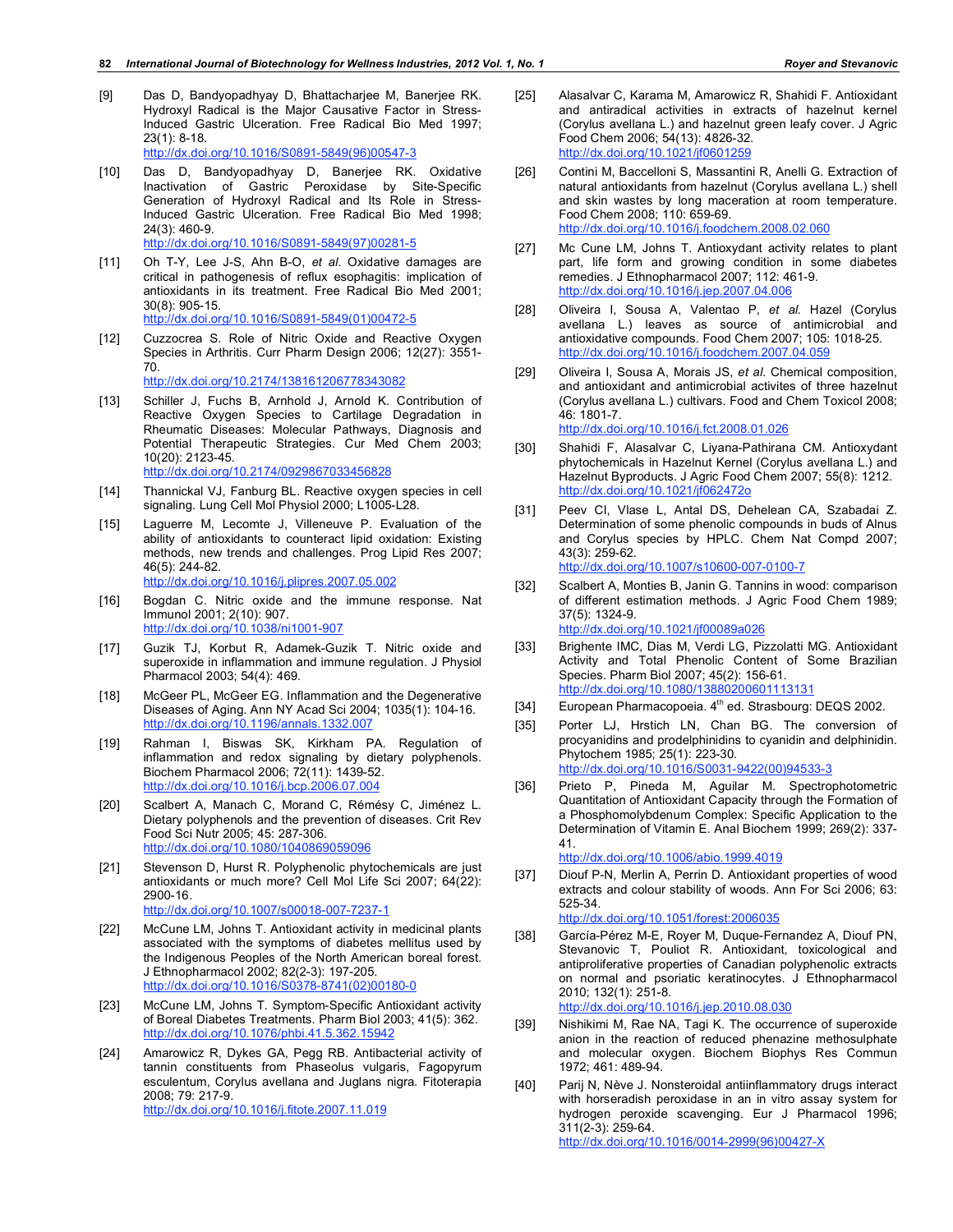[9] Das D, Bandyopadhyay D, Bhattacharjee M, Banerjee RK. Hydroxyl Radical is the Major Causative Factor in Stress-Induced Gastric Ulceration. Free Radical Bio Med 1997; 23(1): 8-18.
http://dx.doi.org/10.1016/S0891-5849(96)00547-3

[10] Das D, Bandyopadhyay D, Banerjee RK. Oxidative Inactivation of Gastric Peroxidase by Site-Specific Generation of Hydroxyl Radical and Its Role in Stress-Induced Gastric Ulceration. Free Radical Bio Med 1998; 24(3): 460-9.
http://dx.doi.org/10.1016/S0891-5849(97)00281-5

[11] Oh T-Y, Lee J-S, Ahn B-O, *et al.* Oxidative damages are critical in pathogenesis of reflux esophagitis: implication of antioxidants in its treatment. Free Radical Bio Med 2001; 30(8): 905-15.
http://dx.doi.org/10.1016/S0891-5849(01)00472-5

[12] Cuzzocrea S. Role of Nitric Oxide and Reactive Oxygen Species in Arthritis. Curr Pharm Design 2006; 12(27): 3551-70.
http://dx.doi.org/10.2174/138161206778343082

[13] Schiller J, Fuchs B, Arnhold J, Arnold K. Contribution of Reactive Oxygen Species to Cartilage Degradation in Rheumatic Diseases: Molecular Pathways, Diagnosis and Potential Therapeutic Strategies. Cur Med Chem 2003; 10(20): 2123-45.
http://dx.doi.org/10.2174/0929867033456828

[14] Thannickal VJ, Fanburg BL. Reactive oxygen species in cell signaling. Lung Cell Mol Physiol 2000; L1005-L28.

[15] Laguerre M, Lecomte J, Villeneuve P. Evaluation of the ability of antioxidants to counteract lipid oxidation: Existing methods, new trends and challenges. Prog Lipid Res 2007; 46(5): 244-82.
http://dx.doi.org/10.1016/j.plipres.2007.05.002

[16] Bogdan C. Nitric oxide and the immune response. Nat Immunol 2001; 2(10): 907.
http://dx.doi.org/10.1038/ni1001-907

[17] Guzik TJ, Korbut R, Adamek-Guzik T. Nitric oxide and superoxide in inflammation and immune regulation. J Physiol Pharmacol 2003; 54(4): 469.

[18] McGeer PL, McGeer EG. Inflammation and the Degenerative Diseases of Aging. Ann NY Acad Sci 2004; 1035(1): 104-16.
http://dx.doi.org/10.1196/annals.1332.007

[19] Rahman I, Biswas SK, Kirkham PA. Regulation of inflammation and redox signaling by dietary polyphenols. Biochem Pharmacol 2006; 72(11): 1439-52.
http://dx.doi.org/10.1016/j.bcp.2006.07.004

[20] Scalbert A, Manach C, Morand C, Rémésy C, Jiménez L. Dietary polyphenols and the prevention of diseases. Crit Rev Food Sci Nutr 2005; 45: 287-306.
http://dx.doi.org/10.1080/1040869059096

[21] Stevenson D, Hurst R. Polyphenolic phytochemicals are just antioxidants or much more? Cell Mol Life Sci 2007; 64(22): 2900-16.
http://dx.doi.org/10.1007/s00018-007-7237-1

[22] McCune LM, Johns T. Antioxidant activity in medicinal plants associated with the symptoms of diabetes mellitus used by the Indigenous Peoples of the North American boreal forest. J Ethnopharmacol 2002; 82(2-3): 197-205.
http://dx.doi.org/10.1016/S0378-8741(02)00180-0

[23] McCune LM, Johns T. Symptom-Specific Antioxidant activity of Boreal Diabetes Treatments. Pharm Biol 2003; 41(5): 362.
http://dx.doi.org/10.1076/phbi.41.5.362.15942

[24] Amarowicz R, Dykes GA, Pegg RB. Antibacterial activity of tannin constituents from Phaseolus vulgaris, Fagopyrum esculentum, Corylus avellana and Juglans nigra. Fitoterapia 2008; 79: 217-9.
http://dx.doi.org/10.1016/j.fitote.2007.11.019

[25] Alasalvar C, Karama M, Amarowicz R, Shahidi F. Antioxidant and antiradical activities in extracts of hazelnut kernel (Corylus avellana L.) and hazelnut green leafy cover. J Agric Food Chem 2006; 54(13): 4826-32.
http://dx.doi.org/10.1021/jf0601259

[26] Contini M, Baccelloni S, Massantini R, Anelli G. Extraction of natural antioxidants from hazelnut (Corylus avellana L.) shell and skin wastes by long maceration at room temperature. Food Chem 2008; 110: 659-69.
http://dx.doi.org/10.1016/j.foodchem.2008.02.060

[27] Mc Cune LM, Johns T. Antioxydant activity relates to plant part, life form and growing condition in some diabetes remedies. J Ethnopharmacol 2007; 112: 461-9.
http://dx.doi.org/10.1016/j.jep.2007.04.006

[28] Oliveira I, Sousa A, Valentao P, *et al.* Hazel (Corylus avellana L.) leaves as source of antimicrobial and antioxidative compounds. Food Chem 2007; 105: 1018-25.
http://dx.doi.org/10.1016/j.foodchem.2007.04.059

[29] Oliveira I, Sousa A, Morais JS, *et al.* Chemical composition, and antioxidant and antimicrobial activites of three hazelnut (Corylus avellana L.) cultivars. Food and Chem Toxicol 2008; 46: 1801-7.
http://dx.doi.org/10.1016/j.fct.2008.01.026

[30] Shahidi F, Alasalvar C, Liyana-Pathirana CM. Antioxydant phytochemicals in Hazelnut Kernel (Corylus avellana L.) and Hazelnut Byproducts. J Agric Food Chem 2007; 55(8): 1212.
http://dx.doi.org/10.1021/jf062472o

[31] Peev CI, Vlase L, Antal DS, Dehelean CA, Szabadai Z. Determination of some phenolic compounds in buds of Alnus and Corylus species by HPLC. Chem Nat Compd 2007; 43(3): 259-62.
http://dx.doi.org/10.1007/s10600-007-0100-7

[32] Scalbert A, Monties B, Janin G. Tannins in wood: comparison of different estimation methods. J Agric Food Chem 1989; 37(5): 1324-9.
http://dx.doi.org/10.1021/jf00089a026

[33] Brighente IMC, Dias M, Verdi LG, Pizzolatti MG. Antioxidant Activity and Total Phenolic Content of Some Brazilian Species. Pharm Biol 2007; 45(2): 156-61.
http://dx.doi.org/10.1080/13880200601113131

[34] European Pharmacopoeia. 4th ed. Strasbourg: DEQS 2002.

[35] Porter LJ, Hrstich LN, Chan BG. The conversion of procyanidins and prodelphinidins to cyanidin and delphinidin. Phytochem 1985; 25(1): 223-30.
http://dx.doi.org/10.1016/S0031-9422(00)94533-3

[36] Prieto P, Pineda M, Aguilar M. Spectrophotometric Quantitation of Antioxidant Capacity through the Formation of a Phosphomolybdenum Complex: Specific Application to the Determination of Vitamin E. Anal Biochem 1999; 269(2): 337-41.
http://dx.doi.org/10.1006/abio.1999.4019

[37] Diouf P-N, Merlin A, Perrin D. Antioxidant properties of wood extracts and colour stability of woods. Ann For Sci 2006; 63: 525-34.
http://dx.doi.org/10.1051/forest:2006035

[38] García-Pérez M-E, Royer M, Duque-Fernandez A, Diouf PN, Stevanovic T, Pouliot R. Antioxidant, toxicological and antiproliferative properties of Canadian polyphenolic extracts on normal and psoriatic keratinocytes. J Ethnopharmacol 2010; 132(1): 251-8.
http://dx.doi.org/10.1016/j.jep.2010.08.030

[39] Nishikimi M, Rae NA, Tagi K. The occurrence of superoxide anion in the reaction of reduced phenazine methosulphate and molecular oxygen. Biochem Biophys Res Commun 1972; 461: 489-94.

[40] Parij N, Nève J. Nonsteroidal antiinflammatory drugs interact with horseradish peroxidase in an in vitro assay system for hydrogen peroxide scavenging. Eur J Pharmacol 1996; 311(2-3): 259-64.
http://dx.doi.org/10.1016/0014-2999(96)00427-X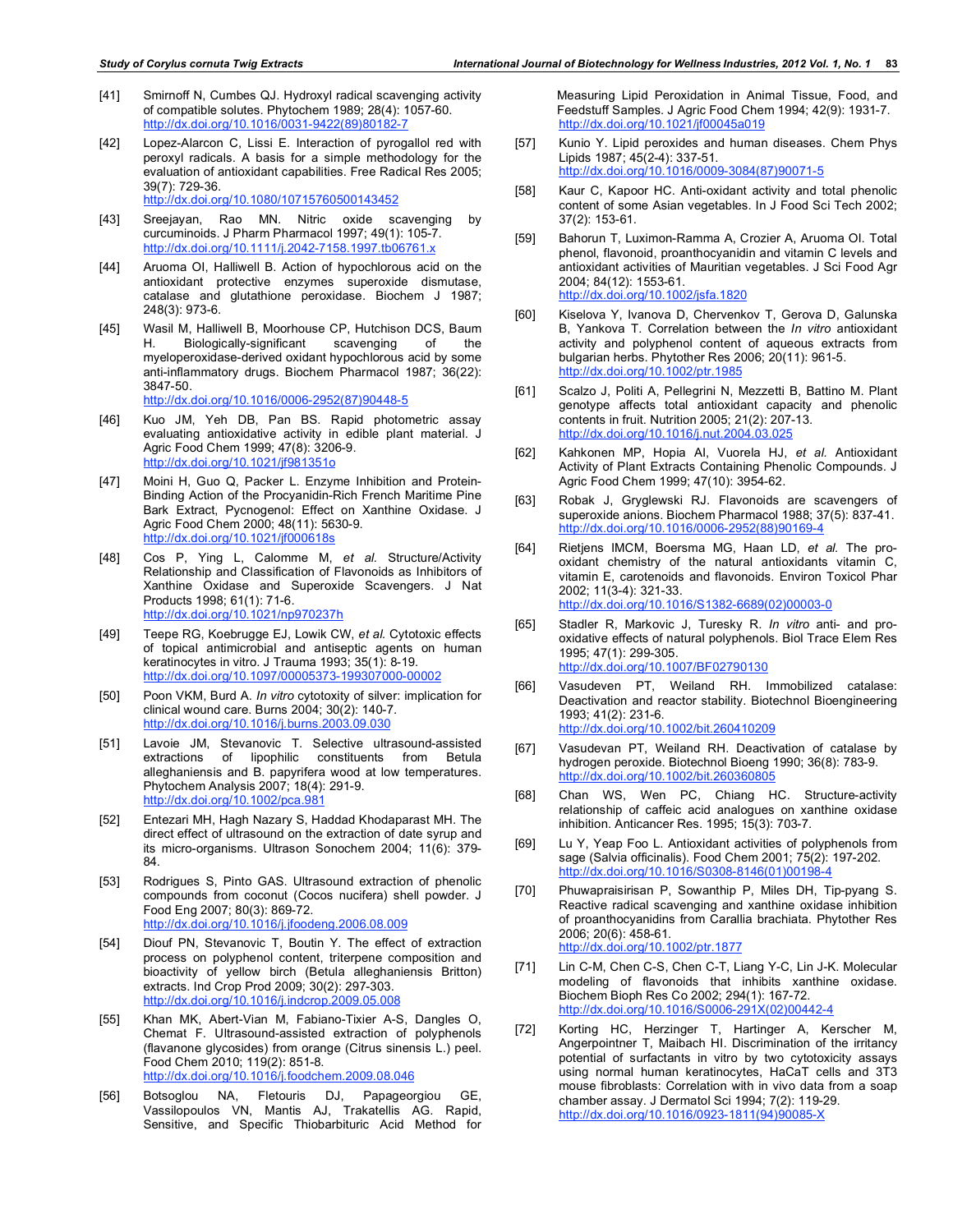[41] Smirnoff N, Cumbes QJ. Hydroxyl radical scavenging activity of compatible solutes. Phytochem 1989; 28(4): 1057-60. http://dx.doi.org/10.1016/0031-9422(89)80182-7

[42] Lopez-Alarcon C, Lissi E. Interaction of pyrogallol red with peroxyl radicals. A basis for a simple methodology for the evaluation of antioxidant capabilities. Free Radical Res 2005; 39(7): 729-36. http://dx.doi.org/10.1080/10715760500143452

[43] Sreejayan, Rao MN. Nitric oxide scavenging by curcuminoids. J Pharm Pharmacol 1997; 49(1): 105-7. http://dx.doi.org/10.1111/j.2042-7158.1997.tb06761.x

[44] Aruoma OI, Halliwell B. Action of hypochlorous acid on the antioxidant protective enzymes superoxide dismutase, catalase and glutathione peroxidase. Biochem J 1987; 248(3): 973-6.

[45] Wasil M, Halliwell B, Moorhouse CP, Hutchison DCS, Baum H. Biologically-significant scavenging of the myeloperoxidase-derived oxidant hypochlorous acid by some anti-inflammatory drugs. Biochem Pharmacol 1987; 36(22): 3847-50. http://dx.doi.org/10.1016/0006-2952(87)90448-5

[46] Kuo JM, Yeh DB, Pan BS. Rapid photometric assay evaluating antioxidative activity in edible plant material. J Agric Food Chem 1999; 47(8): 3206-9. http://dx.doi.org/10.1021/jf981351o

[47] Moini H, Guo Q, Packer L. Enzyme Inhibition and Protein-Binding Action of the Procyanidin-Rich French Maritime Pine Bark Extract, Pycnogenol: Effect on Xanthine Oxidase. J Agric Food Chem 2000; 48(11): 5630-9. http://dx.doi.org/10.1021/jf000618s

[48] Cos P, Ying L, Calomme M, *et al.* Structure/Activity Relationship and Classification of Flavonoids as Inhibitors of Xanthine Oxidase and Superoxide Scavengers. J Nat Products 1998; 61(1): 71-6. http://dx.doi.org/10.1021/np970237h

[49] Teepe RG, Koebrugge EJ, Lowik CW, *et al.* Cytotoxic effects of topical antimicrobial and antiseptic agents on human keratinocytes in vitro. J Trauma 1993; 35(1): 8-19. http://dx.doi.org/10.1097/00005373-199307000-00002

[50] Poon VKM, Burd A. *In vitro* cytotoxity of silver: implication for clinical wound care. Burns 2004; 30(2): 140-7. http://dx.doi.org/10.1016/j.burns.2003.09.030

[51] Lavoie JM, Stevanovic T. Selective ultrasound-assisted extractions of lipophilic constituents from Betula alleghaniensis and B. papyrifera wood at low temperatures. Phytochem Analysis 2007; 18(4): 291-9. http://dx.doi.org/10.1002/pca.981

[52] Entezari MH, Hagh Nazary S, Haddad Khodaparast MH. The direct effect of ultrasound on the extraction of date syrup and its micro-organisms. Ultrason Sonochem 2004; 11(6): 379-84.

[53] Rodrigues S, Pinto GAS. Ultrasound extraction of phenolic compounds from coconut (Cocos nucifera) shell powder. J Food Eng 2007; 80(3): 869-72. http://dx.doi.org/10.1016/j.jfoodeng.2006.08.009

[54] Diouf PN, Stevanovic T, Boutin Y. The effect of extraction process on polyphenol content, triterpene composition and bioactivity of yellow birch (Betula alleghaniensis Britton) extracts. Ind Crop Prod 2009; 30(2): 297-303. http://dx.doi.org/10.1016/j.indcrop.2009.05.008

[55] Khan MK, Abert-Vian M, Fabiano-Tixier A-S, Dangles O, Chemat F. Ultrasound-assisted extraction of polyphenols (flavanone glycosides) from orange (Citrus sinensis L.) peel. Food Chem 2010; 119(2): 851-8. http://dx.doi.org/10.1016/j.foodchem.2009.08.046

[56] Botsoglou NA, Fletouris DJ, Papageorgiou GE, Vassilopoulos VN, Mantis AJ, Trakatellis AG. Rapid, Sensitive, and Specific Thiobarbituric Acid Method for Measuring Lipid Peroxidation in Animal Tissue, Food, and Feedstuff Samples. J Agric Food Chem 1994; 42(9): 1931-7. http://dx.doi.org/10.1021/jf00045a019

[57] Kunio Y. Lipid peroxides and human diseases. Chem Phys Lipids 1987; 45(2-4): 337-51. http://dx.doi.org/10.1016/0009-3084(87)90071-5

[58] Kaur C, Kapoor HC. Anti-oxidant activity and total phenolic content of some Asian vegetables. In J Food Sci Tech 2002; 37(2): 153-61.

[59] Bahorun T, Luximon-Ramma A, Crozier A, Aruoma OI. Total phenol, flavonoid, proanthocyanidin and vitamin C levels and antioxidant activities of Mauritian vegetables. J Sci Food Agr 2004; 84(12): 1553-61. http://dx.doi.org/10.1002/jsfa.1820

[60] Kiselova Y, Ivanova D, Chervenkov T, Gerova D, Galunska B, Yankova T. Correlation between the *In vitro* antioxidant activity and polyphenol content of aqueous extracts from bulgarian herbs. Phytother Res 2006; 20(11): 961-5. http://dx.doi.org/10.1002/ptr.1985

[61] Scalzo J, Politi A, Pellegrini N, Mezzetti B, Battino M. Plant genotype affects total antioxidant capacity and phenolic contents in fruit. Nutrition 2005; 21(2): 207-13. http://dx.doi.org/10.1016/j.nut.2004.03.025

[62] Kahkonen MP, Hopia AI, Vuorela HJ, *et al.* Antioxidant Activity of Plant Extracts Containing Phenolic Compounds. J Agric Food Chem 1999; 47(10): 3954-62.

[63] Robak J, Gryglewski RJ. Flavonoids are scavengers of superoxide anions. Biochem Pharmacol 1988; 37(5): 837-41. http://dx.doi.org/10.1016/0006-2952(88)90169-4

[64] Rietjens IMCM, Boersma MG, Haan LD, *et al.* The pro-oxidant chemistry of the natural antioxidants vitamin C, vitamin E, carotenoids and flavonoids. Environ Toxicol Phar 2002; 11(3-4): 321-33. http://dx.doi.org/10.1016/S1382-6689(02)00003-0

[65] Stadler R, Markovic J, Turesky R. *In vitro* anti- and pro-oxidative effects of natural polyphenols. Biol Trace Elem Res 1995; 47(1): 299-305. http://dx.doi.org/10.1007/BF02790130

[66] Vasudeven PT, Weiland RH. Immobilized catalase: Deactivation and reactor stability. Biotechnol Bioengineering 1993; 41(2): 231-6. http://dx.doi.org/10.1002/bit.260410209

[67] Vasudevan PT, Weiland RH. Deactivation of catalase by hydrogen peroxide. Biotechnol Bioeng 1990; 36(8): 783-9. http://dx.doi.org/10.1002/bit.260360805

[68] Chan WS, Wen PC, Chiang HC. Structure-activity relationship of caffeic acid analogues on xanthine oxidase inhibition. Anticancer Res. 1995; 15(3): 703-7.

[69] Lu Y, Yeap Foo L. Antioxidant activities of polyphenols from sage (Salvia officinalis). Food Chem 2001; 75(2): 197-202. http://dx.doi.org/10.1016/S0308-8146(01)00198-4

[70] Phuwapraisirisan P, Sowanthip P, Miles DH, Tip-pyang S. Reactive radical scavenging and xanthine oxidase inhibition of proanthocyanidins from Carallia brachiata. Phytother Res 2006; 20(6): 458-61. http://dx.doi.org/10.1002/ptr.1877

[71] Lin C-M, Chen C-S, Chen C-T, Liang Y-C, Lin J-K. Molecular modeling of flavonoids that inhibits xanthine oxidase. Biochem Bioph Res Co 2002; 294(1): 167-72. http://dx.doi.org/10.1016/S0006-291X(02)00442-4

[72] Korting HC, Herzinger T, Hartinger A, Kerscher M, Angerpointner T, Maibach HI. Discrimination of the irritancy potential of surfactants in vitro by two cytotoxicity assays using normal human keratinocytes, HaCaT cells and 3T3 mouse fibroblasts: Correlation with in vivo data from a soap chamber assay. J Dermatol Sci 1994; 7(2): 119-29. http://dx.doi.org/10.1016/0923-1811(94)90085-X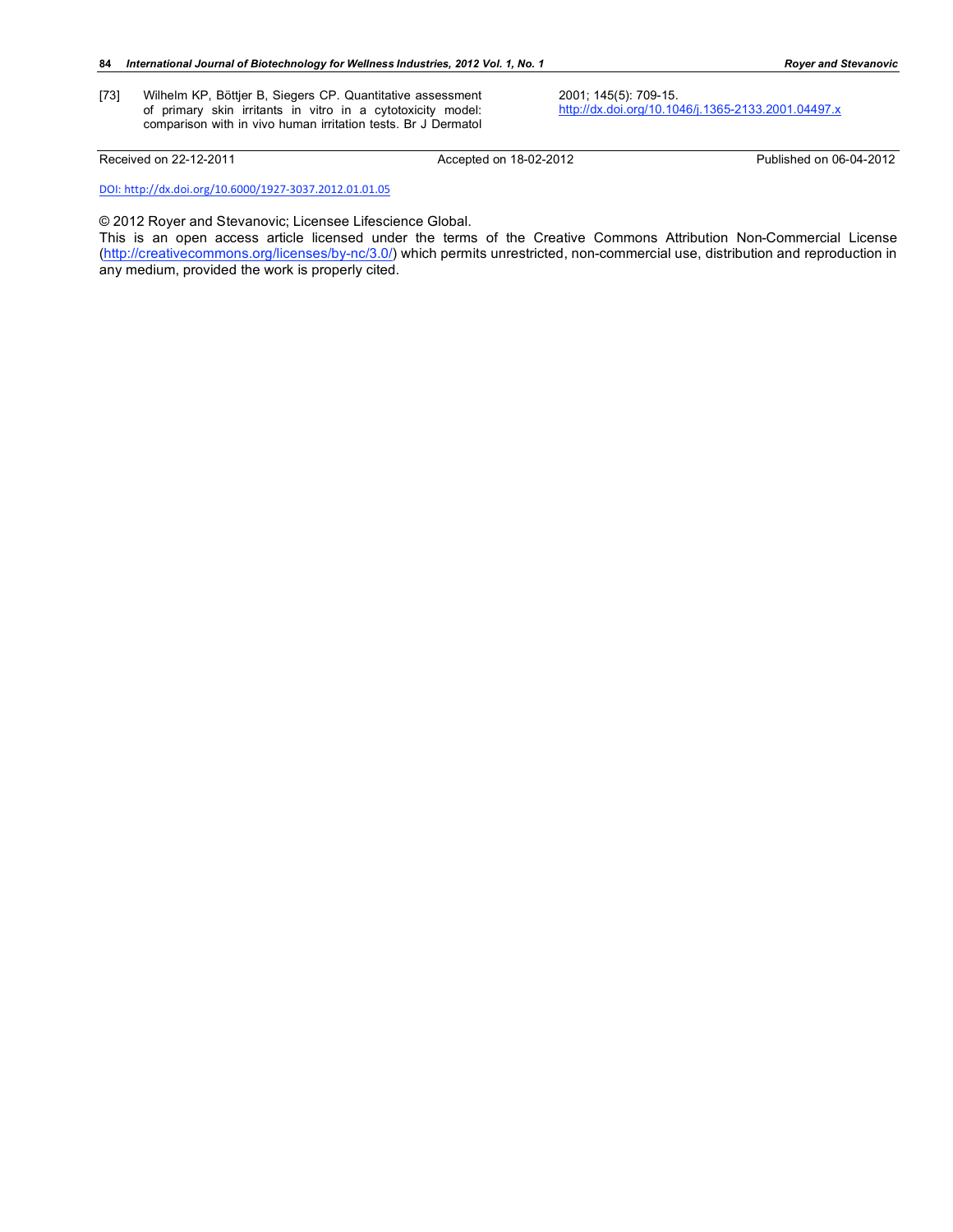[73] Wilhelm KP, Böttjer B, Siegers CP. Quantitative assessment of primary skin irritants in vitro in a cytotoxicity model: comparison with in vivo human irritation tests. Br J Dermatol 2001; 145(5): 709-15. http://dx.doi.org/10.1046/j.1365-2133.2001.04497.x

Received on 22-12-2011 Accepted on 18-02-2012 Published on 06-04-2012

DOI: http://dx.doi.org/10.6000/1927-3037.2012.01.01.05

© 2012 Royer and Stevanovic; Licensee Lifescience Global.

This is an open access article licensed under the terms of the Creative Commons Attribution Non-Commercial License (http://creativecommons.org/licenses/by-nc/3.0/) which permits unrestricted, non-commercial use, distribution and reproduction in any medium, provided the work is properly cited.